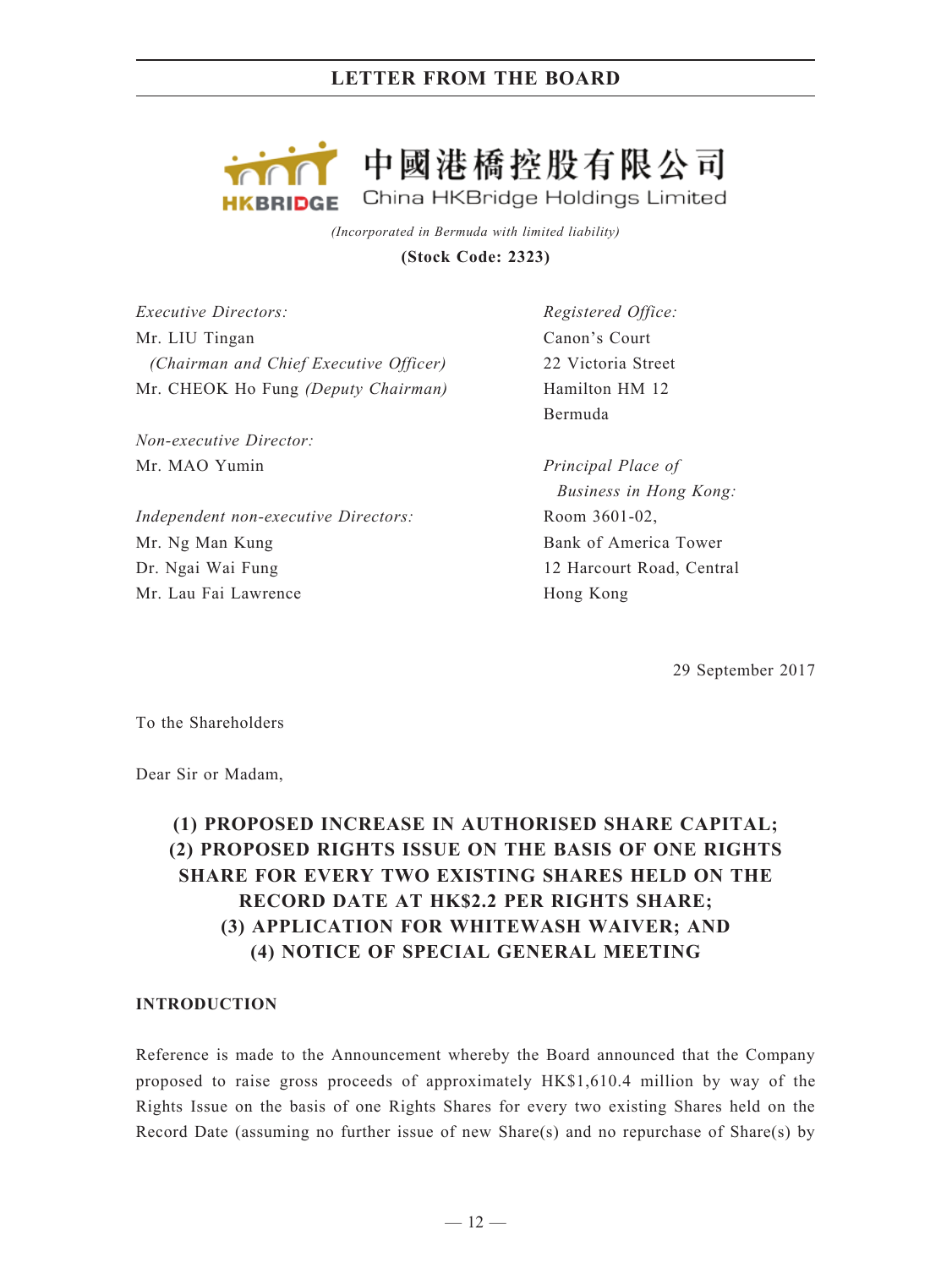# 中國港橋控股有限公司
# China HKBridge Holdings Limited

*(Incorporated in Bermuda with limited liability)*

**(Stock Code: 2323)**

*Executive Directors:*
Mr. LIU Tingan
*(Chairman and Chief Executive Officer)*
Mr. CHEOK Ho Fung *(Deputy Chairman)*

*Non-executive Director:*
Mr. MAO Yumin

*Independent non-executive Directors:*
Mr. Ng Man Kung
Dr. Ngai Wai Fung
Mr. Lau Fai Lawrence

*Registered Office:*
Canon's Court
22 Victoria Street
Hamilton HM 12
Bermuda

*Principal Place of Business in Hong Kong:*
Room 3601-02,
Bank of America Tower
12 Harcourt Road, Central
Hong Kong

29 September 2017

To the Shareholders

Dear Sir or Madam,

## (1) PROPOSED INCREASE IN AUTHORISED SHARE CAPITAL; (2) PROPOSED RIGHTS ISSUE ON THE BASIS OF ONE RIGHTS SHARE FOR EVERY TWO EXISTING SHARES HELD ON THE RECORD DATE AT HK$2.2 PER RIGHTS SHARE; (3) APPLICATION FOR WHITEWASH WAIVER; AND (4) NOTICE OF SPECIAL GENERAL MEETING

### INTRODUCTION

Reference is made to the Announcement whereby the Board announced that the Company proposed to raise gross proceeds of approximately HK$1,610.4 million by way of the Rights Issue on the basis of one Rights Shares for every two existing Shares held on the Record Date (assuming no further issue of new Share(s) and no repurchase of Share(s) by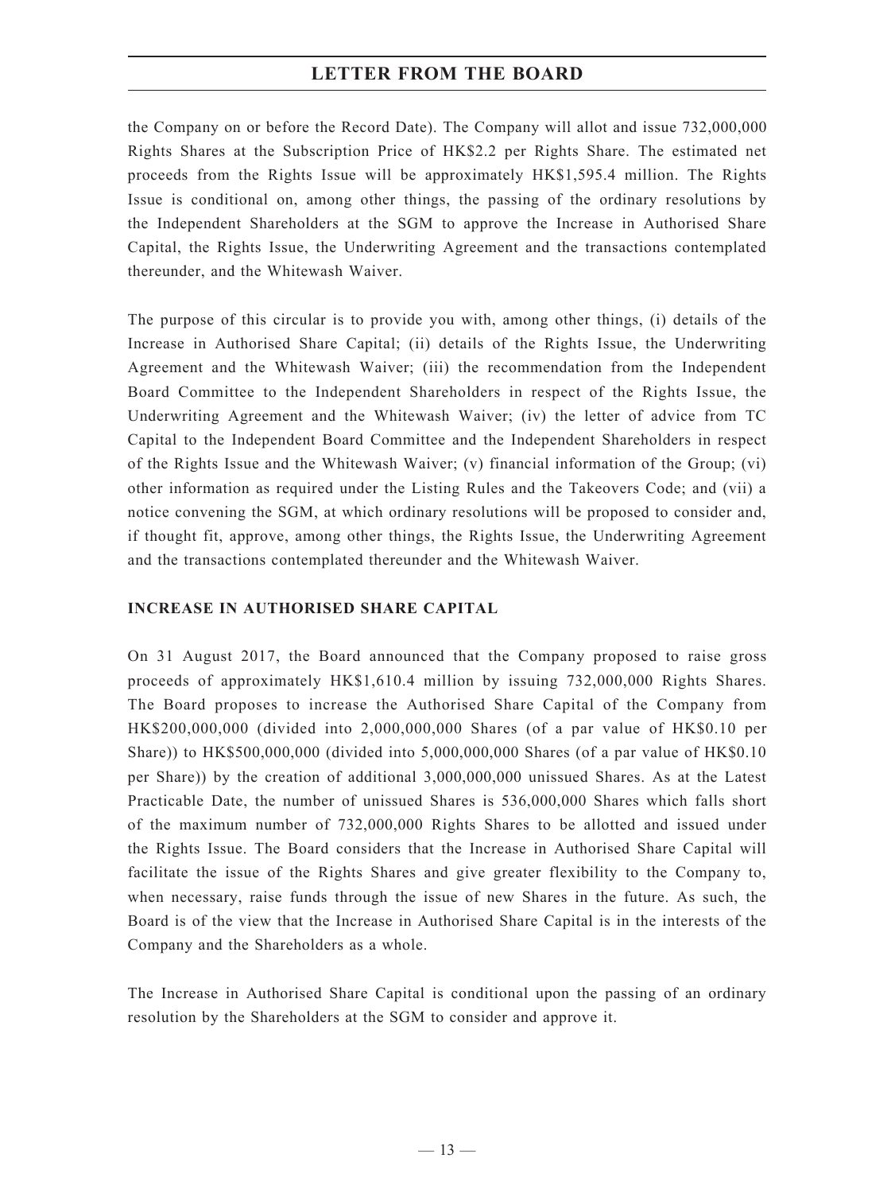the Company on or before the Record Date). The Company will allot and issue 732,000,000 Rights Shares at the Subscription Price of HK$2.2 per Rights Share. The estimated net proceeds from the Rights Issue will be approximately HK$1,595.4 million. The Rights Issue is conditional on, among other things, the passing of the ordinary resolutions by the Independent Shareholders at the SGM to approve the Increase in Authorised Share Capital, the Rights Issue, the Underwriting Agreement and the transactions contemplated thereunder, and the Whitewash Waiver.

The purpose of this circular is to provide you with, among other things, (i) details of the Increase in Authorised Share Capital; (ii) details of the Rights Issue, the Underwriting Agreement and the Whitewash Waiver; (iii) the recommendation from the Independent Board Committee to the Independent Shareholders in respect of the Rights Issue, the Underwriting Agreement and the Whitewash Waiver; (iv) the letter of advice from TC Capital to the Independent Board Committee and the Independent Shareholders in respect of the Rights Issue and the Whitewash Waiver; (v) financial information of the Group; (vi) other information as required under the Listing Rules and the Takeovers Code; and (vii) a notice convening the SGM, at which ordinary resolutions will be proposed to consider and, if thought fit, approve, among other things, the Rights Issue, the Underwriting Agreement and the transactions contemplated thereunder and the Whitewash Waiver.

## INCREASE IN AUTHORISED SHARE CAPITAL

On 31 August 2017, the Board announced that the Company proposed to raise gross proceeds of approximately HK$1,610.4 million by issuing 732,000,000 Rights Shares. The Board proposes to increase the Authorised Share Capital of the Company from HK$200,000,000 (divided into 2,000,000,000 Shares (of a par value of HK$0.10 per Share)) to HK$500,000,000 (divided into 5,000,000,000 Shares (of a par value of HK$0.10 per Share)) by the creation of additional 3,000,000,000 unissued Shares. As at the Latest Practicable Date, the number of unissued Shares is 536,000,000 Shares which falls short of the maximum number of 732,000,000 Rights Shares to be allotted and issued under the Rights Issue. The Board considers that the Increase in Authorised Share Capital will facilitate the issue of the Rights Shares and give greater flexibility to the Company to, when necessary, raise funds through the issue of new Shares in the future. As such, the Board is of the view that the Increase in Authorised Share Capital is in the interests of the Company and the Shareholders as a whole.

The Increase in Authorised Share Capital is conditional upon the passing of an ordinary resolution by the Shareholders at the SGM to consider and approve it.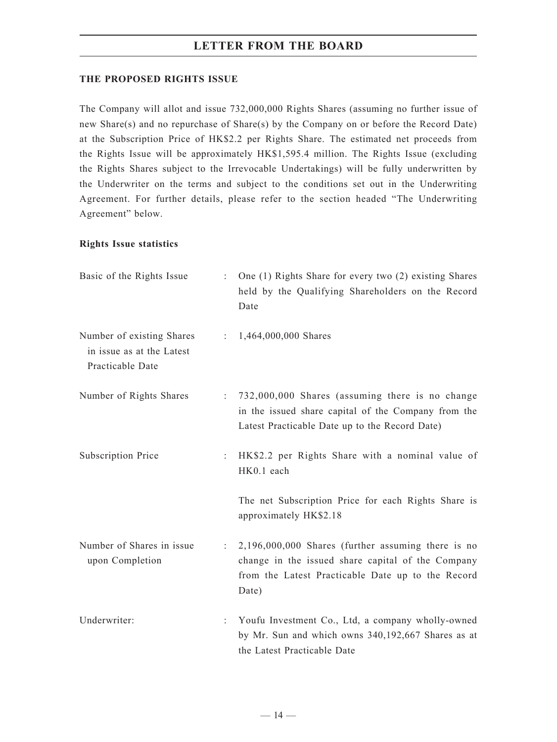## THE PROPOSED RIGHTS ISSUE

The Company will allot and issue 732,000,000 Rights Shares (assuming no further issue of new Share(s) and no repurchase of Share(s) by the Company on or before the Record Date) at the Subscription Price of HK$2.2 per Rights Share. The estimated net proceeds from the Rights Issue will be approximately HK$1,595.4 million. The Rights Issue (excluding the Rights Shares subject to the Irrevocable Undertakings) will be fully underwritten by the Underwriter on the terms and subject to the conditions set out in the Underwriting Agreement. For further details, please refer to the section headed "The Underwriting Agreement" below.

### Rights Issue statistics

| | | |
|---|---|---|
| Basic of the Rights Issue | : | One (1) Rights Share for every two (2) existing Shares held by the Qualifying Shareholders on the Record Date |
| Number of existing Shares in issue as at the Latest Practicable Date | : | 1,464,000,000 Shares |
| Number of Rights Shares | : | 732,000,000 Shares (assuming there is no change in the issued share capital of the Company from the Latest Practicable Date up to the Record Date) |
| Subscription Price | : | HK$2.2 per Rights Share with a nominal value of HK0.1 each<br><br>The net Subscription Price for each Rights Share is approximately HK$2.18 |
| Number of Shares in issue upon Completion | : | 2,196,000,000 Shares (further assuming there is no change in the issued share capital of the Company from the Latest Practicable Date up to the Record Date) |
| Underwriter: | : | Youfu Investment Co., Ltd, a company wholly-owned by Mr. Sun and which owns 340,192,667 Shares as at the Latest Practicable Date |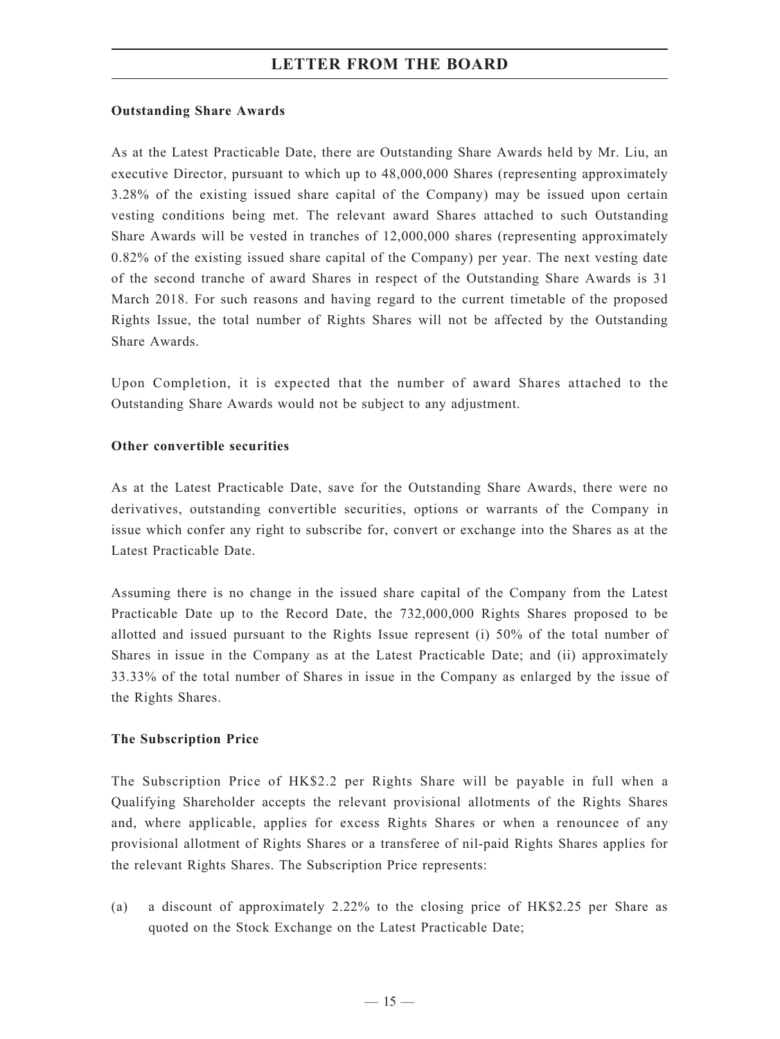**Outstanding Share Awards**

As at the Latest Practicable Date, there are Outstanding Share Awards held by Mr. Liu, an executive Director, pursuant to which up to 48,000,000 Shares (representing approximately 3.28% of the existing issued share capital of the Company) may be issued upon certain vesting conditions being met. The relevant award Shares attached to such Outstanding Share Awards will be vested in tranches of 12,000,000 shares (representing approximately 0.82% of the existing issued share capital of the Company) per year. The next vesting date of the second tranche of award Shares in respect of the Outstanding Share Awards is 31 March 2018. For such reasons and having regard to the current timetable of the proposed Rights Issue, the total number of Rights Shares will not be affected by the Outstanding Share Awards.

Upon Completion, it is expected that the number of award Shares attached to the Outstanding Share Awards would not be subject to any adjustment.

**Other convertible securities**

As at the Latest Practicable Date, save for the Outstanding Share Awards, there were no derivatives, outstanding convertible securities, options or warrants of the Company in issue which confer any right to subscribe for, convert or exchange into the Shares as at the Latest Practicable Date.

Assuming there is no change in the issued share capital of the Company from the Latest Practicable Date up to the Record Date, the 732,000,000 Rights Shares proposed to be allotted and issued pursuant to the Rights Issue represent (i) 50% of the total number of Shares in issue in the Company as at the Latest Practicable Date; and (ii) approximately 33.33% of the total number of Shares in issue in the Company as enlarged by the issue of the Rights Shares.

**The Subscription Price**

The Subscription Price of HK$2.2 per Rights Share will be payable in full when a Qualifying Shareholder accepts the relevant provisional allotments of the Rights Shares and, where applicable, applies for excess Rights Shares or when a renouncee of any provisional allotment of Rights Shares or a transferee of nil-paid Rights Shares applies for the relevant Rights Shares. The Subscription Price represents:

(a) a discount of approximately 2.22% to the closing price of HK$2.25 per Share as quoted on the Stock Exchange on the Latest Practicable Date;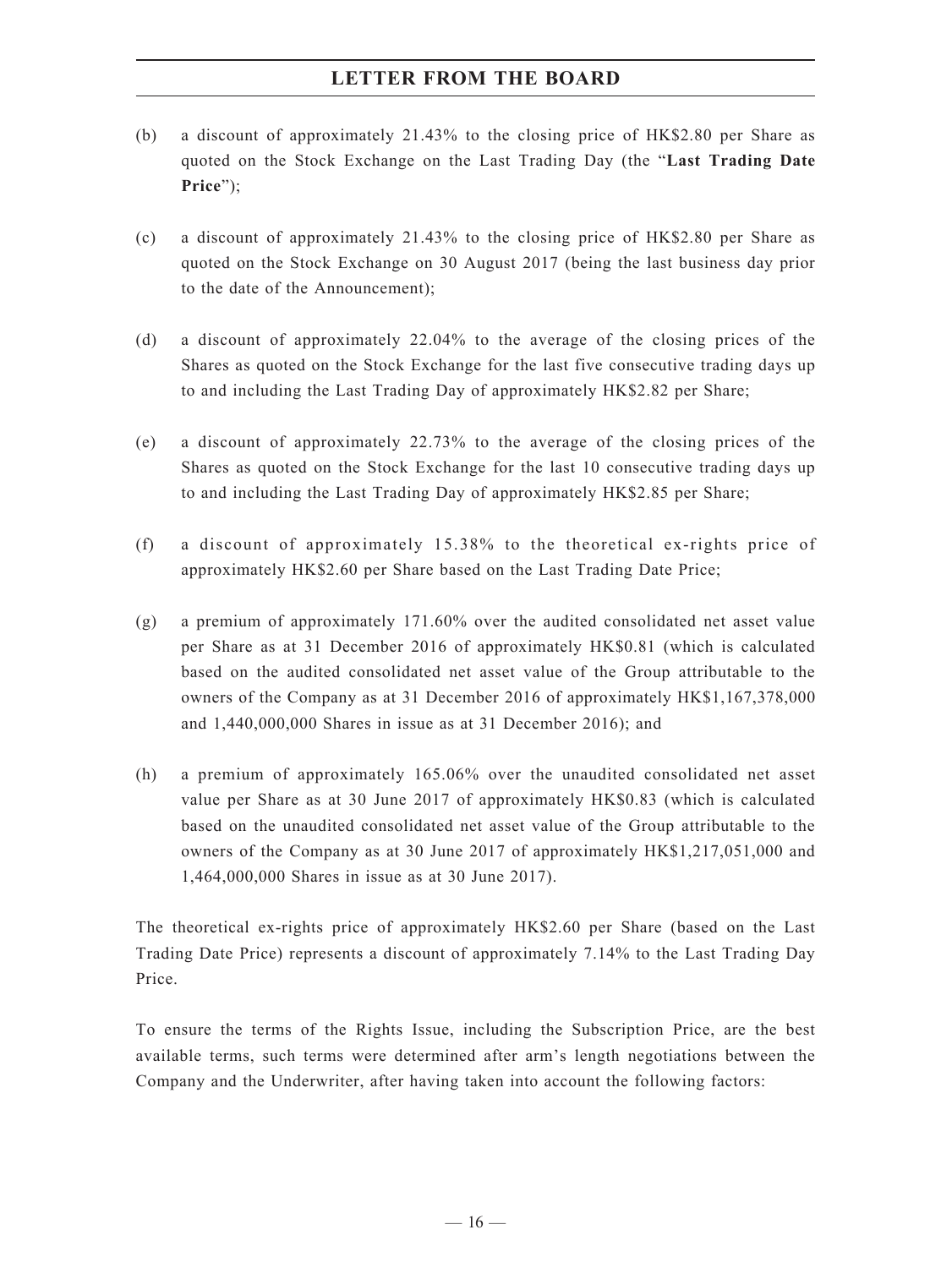(b) a discount of approximately 21.43% to the closing price of HK$2.80 per Share as quoted on the Stock Exchange on the Last Trading Day (the "**Last Trading Date Price**");

(c) a discount of approximately 21.43% to the closing price of HK$2.80 per Share as quoted on the Stock Exchange on 30 August 2017 (being the last business day prior to the date of the Announcement);

(d) a discount of approximately 22.04% to the average of the closing prices of the Shares as quoted on the Stock Exchange for the last five consecutive trading days up to and including the Last Trading Day of approximately HK$2.82 per Share;

(e) a discount of approximately 22.73% to the average of the closing prices of the Shares as quoted on the Stock Exchange for the last 10 consecutive trading days up to and including the Last Trading Day of approximately HK$2.85 per Share;

(f) a discount of approximately 15.38% to the theoretical ex-rights price of approximately HK$2.60 per Share based on the Last Trading Date Price;

(g) a premium of approximately 171.60% over the audited consolidated net asset value per Share as at 31 December 2016 of approximately HK$0.81 (which is calculated based on the audited consolidated net asset value of the Group attributable to the owners of the Company as at 31 December 2016 of approximately HK$1,167,378,000 and 1,440,000,000 Shares in issue as at 31 December 2016); and

(h) a premium of approximately 165.06% over the unaudited consolidated net asset value per Share as at 30 June 2017 of approximately HK$0.83 (which is calculated based on the unaudited consolidated net asset value of the Group attributable to the owners of the Company as at 30 June 2017 of approximately HK$1,217,051,000 and 1,464,000,000 Shares in issue as at 30 June 2017).

The theoretical ex-rights price of approximately HK$2.60 per Share (based on the Last Trading Date Price) represents a discount of approximately 7.14% to the Last Trading Day Price.

To ensure the terms of the Rights Issue, including the Subscription Price, are the best available terms, such terms were determined after arm's length negotiations between the Company and the Underwriter, after having taken into account the following factors: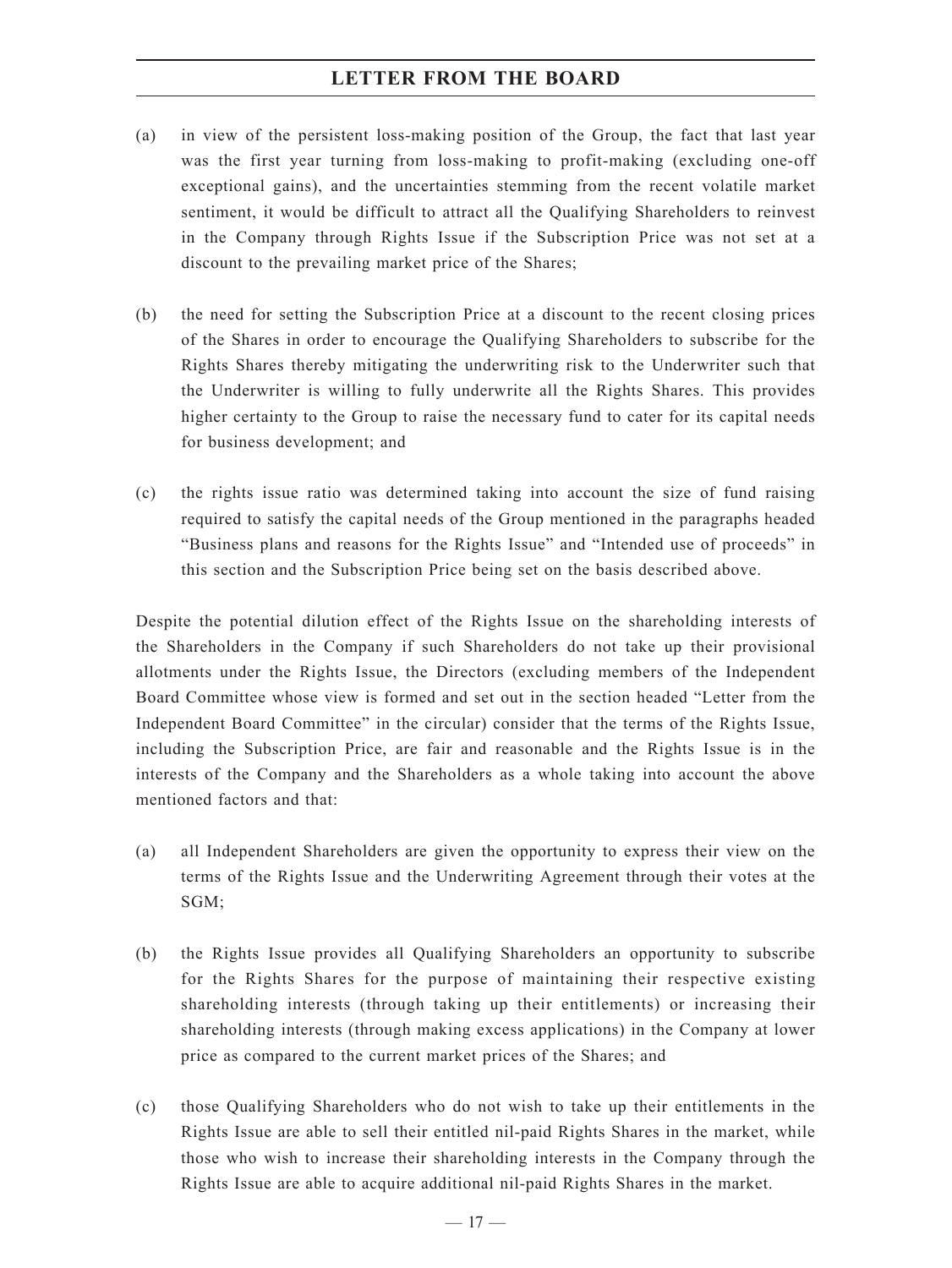(a) in view of the persistent loss-making position of the Group, the fact that last year was the first year turning from loss-making to profit-making (excluding one-off exceptional gains), and the uncertainties stemming from the recent volatile market sentiment, it would be difficult to attract all the Qualifying Shareholders to reinvest in the Company through Rights Issue if the Subscription Price was not set at a discount to the prevailing market price of the Shares;

(b) the need for setting the Subscription Price at a discount to the recent closing prices of the Shares in order to encourage the Qualifying Shareholders to subscribe for the Rights Shares thereby mitigating the underwriting risk to the Underwriter such that the Underwriter is willing to fully underwrite all the Rights Shares. This provides higher certainty to the Group to raise the necessary fund to cater for its capital needs for business development; and

(c) the rights issue ratio was determined taking into account the size of fund raising required to satisfy the capital needs of the Group mentioned in the paragraphs headed "Business plans and reasons for the Rights Issue" and "Intended use of proceeds" in this section and the Subscription Price being set on the basis described above.

Despite the potential dilution effect of the Rights Issue on the shareholding interests of the Shareholders in the Company if such Shareholders do not take up their provisional allotments under the Rights Issue, the Directors (excluding members of the Independent Board Committee whose view is formed and set out in the section headed "Letter from the Independent Board Committee" in the circular) consider that the terms of the Rights Issue, including the Subscription Price, are fair and reasonable and the Rights Issue is in the interests of the Company and the Shareholders as a whole taking into account the above mentioned factors and that:

(a) all Independent Shareholders are given the opportunity to express their view on the terms of the Rights Issue and the Underwriting Agreement through their votes at the SGM;

(b) the Rights Issue provides all Qualifying Shareholders an opportunity to subscribe for the Rights Shares for the purpose of maintaining their respective existing shareholding interests (through taking up their entitlements) or increasing their shareholding interests (through making excess applications) in the Company at lower price as compared to the current market prices of the Shares; and

(c) those Qualifying Shareholders who do not wish to take up their entitlements in the Rights Issue are able to sell their entitled nil-paid Rights Shares in the market, while those who wish to increase their shareholding interests in the Company through the Rights Issue are able to acquire additional nil-paid Rights Shares in the market.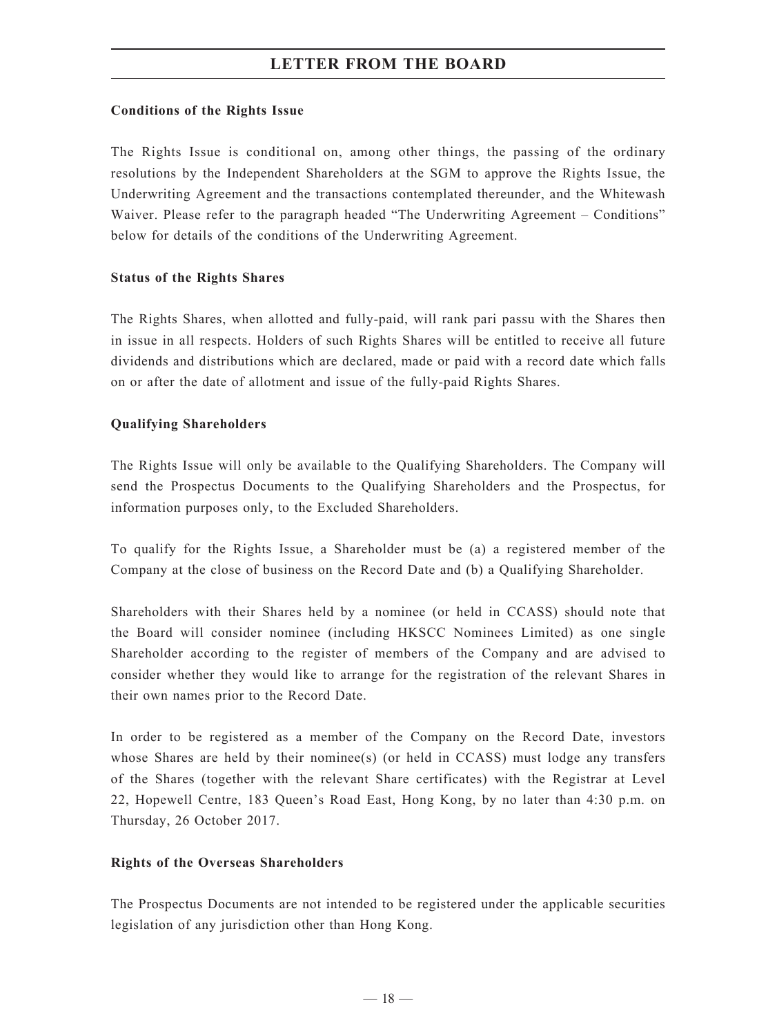**Conditions of the Rights Issue**

The Rights Issue is conditional on, among other things, the passing of the ordinary resolutions by the Independent Shareholders at the SGM to approve the Rights Issue, the Underwriting Agreement and the transactions contemplated thereunder, and the Whitewash Waiver. Please refer to the paragraph headed "The Underwriting Agreement – Conditions" below for details of the conditions of the Underwriting Agreement.

**Status of the Rights Shares**

The Rights Shares, when allotted and fully-paid, will rank pari passu with the Shares then in issue in all respects. Holders of such Rights Shares will be entitled to receive all future dividends and distributions which are declared, made or paid with a record date which falls on or after the date of allotment and issue of the fully-paid Rights Shares.

**Qualifying Shareholders**

The Rights Issue will only be available to the Qualifying Shareholders. The Company will send the Prospectus Documents to the Qualifying Shareholders and the Prospectus, for information purposes only, to the Excluded Shareholders.

To qualify for the Rights Issue, a Shareholder must be (a) a registered member of the Company at the close of business on the Record Date and (b) a Qualifying Shareholder.

Shareholders with their Shares held by a nominee (or held in CCASS) should note that the Board will consider nominee (including HKSCC Nominees Limited) as one single Shareholder according to the register of members of the Company and are advised to consider whether they would like to arrange for the registration of the relevant Shares in their own names prior to the Record Date.

In order to be registered as a member of the Company on the Record Date, investors whose Shares are held by their nominee(s) (or held in CCASS) must lodge any transfers of the Shares (together with the relevant Share certificates) with the Registrar at Level 22, Hopewell Centre, 183 Queen's Road East, Hong Kong, by no later than 4:30 p.m. on Thursday, 26 October 2017.

**Rights of the Overseas Shareholders**

The Prospectus Documents are not intended to be registered under the applicable securities legislation of any jurisdiction other than Hong Kong.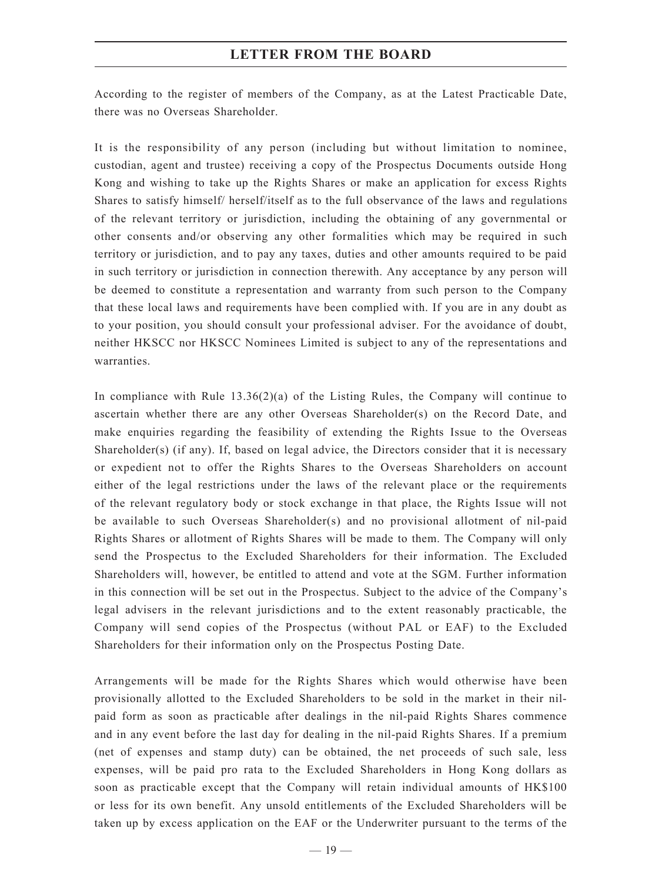According to the register of members of the Company, as at the Latest Practicable Date, there was no Overseas Shareholder.

It is the responsibility of any person (including but without limitation to nominee, custodian, agent and trustee) receiving a copy of the Prospectus Documents outside Hong Kong and wishing to take up the Rights Shares or make an application for excess Rights Shares to satisfy himself/ herself/itself as to the full observance of the laws and regulations of the relevant territory or jurisdiction, including the obtaining of any governmental or other consents and/or observing any other formalities which may be required in such territory or jurisdiction, and to pay any taxes, duties and other amounts required to be paid in such territory or jurisdiction in connection therewith. Any acceptance by any person will be deemed to constitute a representation and warranty from such person to the Company that these local laws and requirements have been complied with. If you are in any doubt as to your position, you should consult your professional adviser. For the avoidance of doubt, neither HKSCC nor HKSCC Nominees Limited is subject to any of the representations and warranties.

In compliance with Rule 13.36(2)(a) of the Listing Rules, the Company will continue to ascertain whether there are any other Overseas Shareholder(s) on the Record Date, and make enquiries regarding the feasibility of extending the Rights Issue to the Overseas Shareholder(s) (if any). If, based on legal advice, the Directors consider that it is necessary or expedient not to offer the Rights Shares to the Overseas Shareholders on account either of the legal restrictions under the laws of the relevant place or the requirements of the relevant regulatory body or stock exchange in that place, the Rights Issue will not be available to such Overseas Shareholder(s) and no provisional allotment of nil-paid Rights Shares or allotment of Rights Shares will be made to them. The Company will only send the Prospectus to the Excluded Shareholders for their information. The Excluded Shareholders will, however, be entitled to attend and vote at the SGM. Further information in this connection will be set out in the Prospectus. Subject to the advice of the Company's legal advisers in the relevant jurisdictions and to the extent reasonably practicable, the Company will send copies of the Prospectus (without PAL or EAF) to the Excluded Shareholders for their information only on the Prospectus Posting Date.

Arrangements will be made for the Rights Shares which would otherwise have been provisionally allotted to the Excluded Shareholders to be sold in the market in their nil-paid form as soon as practicable after dealings in the nil-paid Rights Shares commence and in any event before the last day for dealing in the nil-paid Rights Shares. If a premium (net of expenses and stamp duty) can be obtained, the net proceeds of such sale, less expenses, will be paid pro rata to the Excluded Shareholders in Hong Kong dollars as soon as practicable except that the Company will retain individual amounts of HK$100 or less for its own benefit. Any unsold entitlements of the Excluded Shareholders will be taken up by excess application on the EAF or the Underwriter pursuant to the terms of the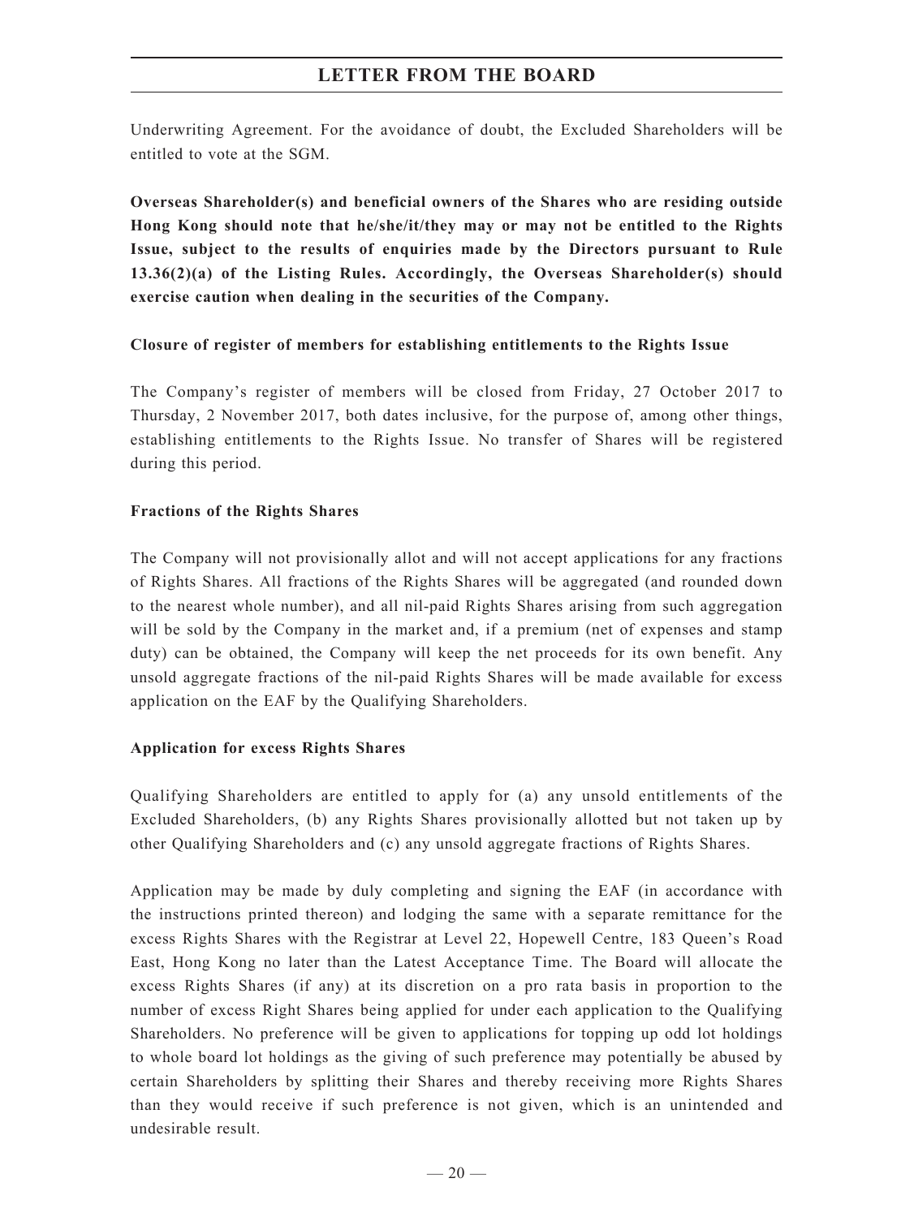Underwriting Agreement. For the avoidance of doubt, the Excluded Shareholders will be entitled to vote at the SGM.

**Overseas Shareholder(s) and beneficial owners of the Shares who are residing outside Hong Kong should note that he/she/it/they may or may not be entitled to the Rights Issue, subject to the results of enquiries made by the Directors pursuant to Rule 13.36(2)(a) of the Listing Rules. Accordingly, the Overseas Shareholder(s) should exercise caution when dealing in the securities of the Company.**

**Closure of register of members for establishing entitlements to the Rights Issue**

The Company's register of members will be closed from Friday, 27 October 2017 to Thursday, 2 November 2017, both dates inclusive, for the purpose of, among other things, establishing entitlements to the Rights Issue. No transfer of Shares will be registered during this period.

**Fractions of the Rights Shares**

The Company will not provisionally allot and will not accept applications for any fractions of Rights Shares. All fractions of the Rights Shares will be aggregated (and rounded down to the nearest whole number), and all nil-paid Rights Shares arising from such aggregation will be sold by the Company in the market and, if a premium (net of expenses and stamp duty) can be obtained, the Company will keep the net proceeds for its own benefit. Any unsold aggregate fractions of the nil-paid Rights Shares will be made available for excess application on the EAF by the Qualifying Shareholders.

**Application for excess Rights Shares**

Qualifying Shareholders are entitled to apply for (a) any unsold entitlements of the Excluded Shareholders, (b) any Rights Shares provisionally allotted but not taken up by other Qualifying Shareholders and (c) any unsold aggregate fractions of Rights Shares.

Application may be made by duly completing and signing the EAF (in accordance with the instructions printed thereon) and lodging the same with a separate remittance for the excess Rights Shares with the Registrar at Level 22, Hopewell Centre, 183 Queen's Road East, Hong Kong no later than the Latest Acceptance Time. The Board will allocate the excess Rights Shares (if any) at its discretion on a pro rata basis in proportion to the number of excess Right Shares being applied for under each application to the Qualifying Shareholders. No preference will be given to applications for topping up odd lot holdings to whole board lot holdings as the giving of such preference may potentially be abused by certain Shareholders by splitting their Shares and thereby receiving more Rights Shares than they would receive if such preference is not given, which is an unintended and undesirable result.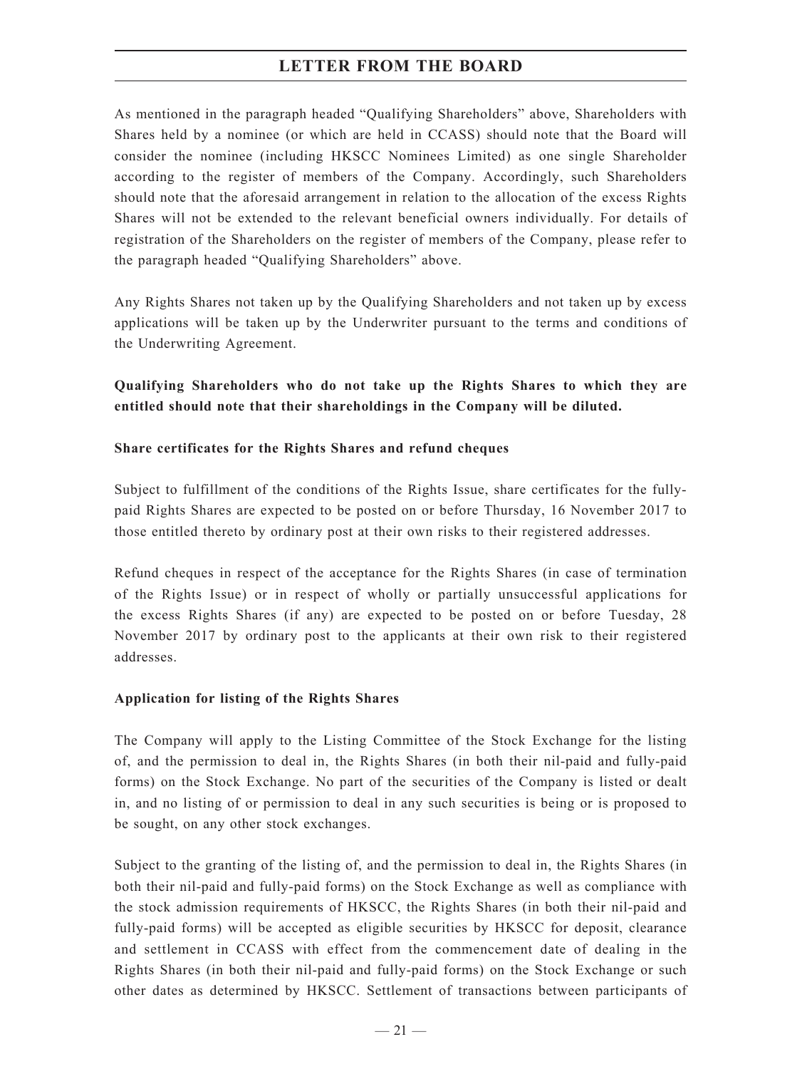As mentioned in the paragraph headed "Qualifying Shareholders" above, Shareholders with Shares held by a nominee (or which are held in CCASS) should note that the Board will consider the nominee (including HKSCC Nominees Limited) as one single Shareholder according to the register of members of the Company. Accordingly, such Shareholders should note that the aforesaid arrangement in relation to the allocation of the excess Rights Shares will not be extended to the relevant beneficial owners individually. For details of registration of the Shareholders on the register of members of the Company, please refer to the paragraph headed "Qualifying Shareholders" above.

Any Rights Shares not taken up by the Qualifying Shareholders and not taken up by excess applications will be taken up by the Underwriter pursuant to the terms and conditions of the Underwriting Agreement.

**Qualifying Shareholders who do not take up the Rights Shares to which they are entitled should note that their shareholdings in the Company will be diluted.**

**Share certificates for the Rights Shares and refund cheques**

Subject to fulfillment of the conditions of the Rights Issue, share certificates for the fully-paid Rights Shares are expected to be posted on or before Thursday, 16 November 2017 to those entitled thereto by ordinary post at their own risks to their registered addresses.

Refund cheques in respect of the acceptance for the Rights Shares (in case of termination of the Rights Issue) or in respect of wholly or partially unsuccessful applications for the excess Rights Shares (if any) are expected to be posted on or before Tuesday, 28 November 2017 by ordinary post to the applicants at their own risk to their registered addresses.

**Application for listing of the Rights Shares**

The Company will apply to the Listing Committee of the Stock Exchange for the listing of, and the permission to deal in, the Rights Shares (in both their nil-paid and fully-paid forms) on the Stock Exchange. No part of the securities of the Company is listed or dealt in, and no listing of or permission to deal in any such securities is being or is proposed to be sought, on any other stock exchanges.

Subject to the granting of the listing of, and the permission to deal in, the Rights Shares (in both their nil-paid and fully-paid forms) on the Stock Exchange as well as compliance with the stock admission requirements of HKSCC, the Rights Shares (in both their nil-paid and fully-paid forms) will be accepted as eligible securities by HKSCC for deposit, clearance and settlement in CCASS with effect from the commencement date of dealing in the Rights Shares (in both their nil-paid and fully-paid forms) on the Stock Exchange or such other dates as determined by HKSCC. Settlement of transactions between participants of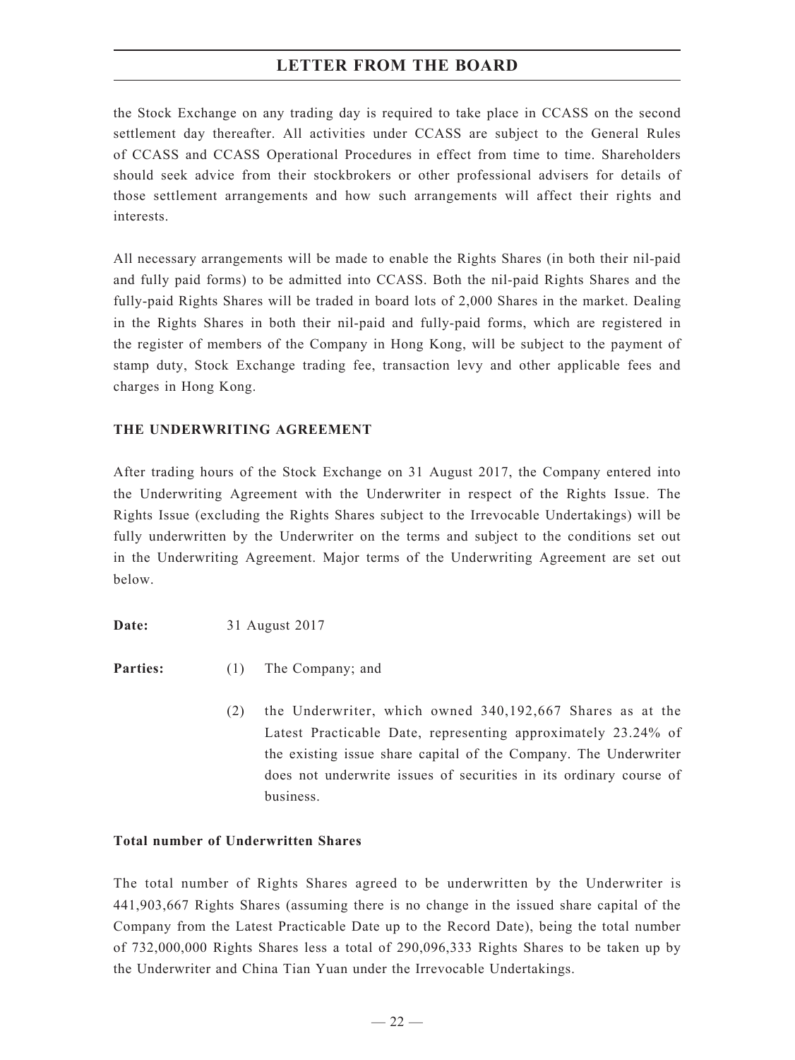the Stock Exchange on any trading day is required to take place in CCASS on the second settlement day thereafter. All activities under CCASS are subject to the General Rules of CCASS and CCASS Operational Procedures in effect from time to time. Shareholders should seek advice from their stockbrokers or other professional advisers for details of those settlement arrangements and how such arrangements will affect their rights and interests.

All necessary arrangements will be made to enable the Rights Shares (in both their nil-paid and fully paid forms) to be admitted into CCASS. Both the nil-paid Rights Shares and the fully-paid Rights Shares will be traded in board lots of 2,000 Shares in the market. Dealing in the Rights Shares in both their nil-paid and fully-paid forms, which are registered in the register of members of the Company in Hong Kong, will be subject to the payment of stamp duty, Stock Exchange trading fee, transaction levy and other applicable fees and charges in Hong Kong.

**THE UNDERWRITING AGREEMENT**

After trading hours of the Stock Exchange on 31 August 2017, the Company entered into the Underwriting Agreement with the Underwriter in respect of the Rights Issue. The Rights Issue (excluding the Rights Shares subject to the Irrevocable Undertakings) will be fully underwritten by the Underwriter on the terms and subject to the conditions set out in the Underwriting Agreement. Major terms of the Underwriting Agreement are set out below.

**Date:** 31 August 2017

**Parties:**

(1) The Company; and

(2) the Underwriter, which owned 340,192,667 Shares as at the Latest Practicable Date, representing approximately 23.24% of the existing issue share capital of the Company. The Underwriter does not underwrite issues of securities in its ordinary course of business.

**Total number of Underwritten Shares**

The total number of Rights Shares agreed to be underwritten by the Underwriter is 441,903,667 Rights Shares (assuming there is no change in the issued share capital of the Company from the Latest Practicable Date up to the Record Date), being the total number of 732,000,000 Rights Shares less a total of 290,096,333 Rights Shares to be taken up by the Underwriter and China Tian Yuan under the Irrevocable Undertakings.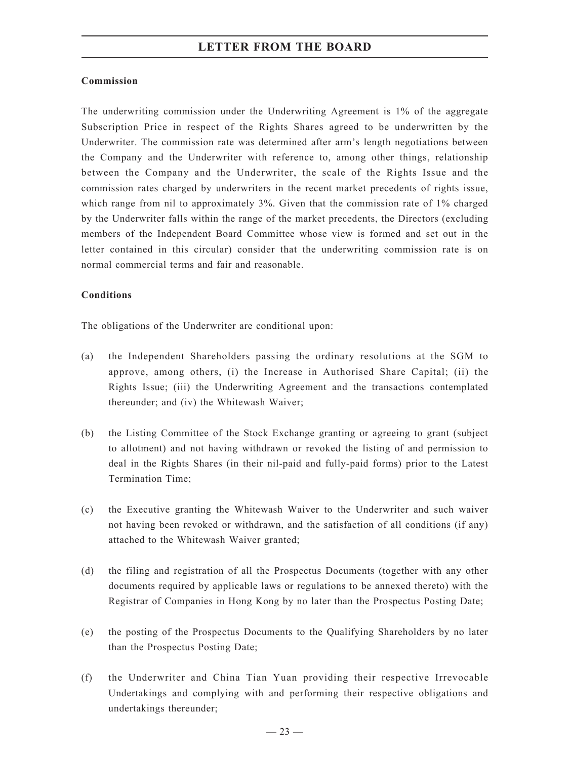**Commission**

The underwriting commission under the Underwriting Agreement is 1% of the aggregate Subscription Price in respect of the Rights Shares agreed to be underwritten by the Underwriter. The commission rate was determined after arm's length negotiations between the Company and the Underwriter with reference to, among other things, relationship between the Company and the Underwriter, the scale of the Rights Issue and the commission rates charged by underwriters in the recent market precedents of rights issue, which range from nil to approximately 3%. Given that the commission rate of 1% charged by the Underwriter falls within the range of the market precedents, the Directors (excluding members of the Independent Board Committee whose view is formed and set out in the letter contained in this circular) consider that the underwriting commission rate is on normal commercial terms and fair and reasonable.

**Conditions**

The obligations of the Underwriter are conditional upon:

(a) the Independent Shareholders passing the ordinary resolutions at the SGM to approve, among others, (i) the Increase in Authorised Share Capital; (ii) the Rights Issue; (iii) the Underwriting Agreement and the transactions contemplated thereunder; and (iv) the Whitewash Waiver;

(b) the Listing Committee of the Stock Exchange granting or agreeing to grant (subject to allotment) and not having withdrawn or revoked the listing of and permission to deal in the Rights Shares (in their nil-paid and fully-paid forms) prior to the Latest Termination Time;

(c) the Executive granting the Whitewash Waiver to the Underwriter and such waiver not having been revoked or withdrawn, and the satisfaction of all conditions (if any) attached to the Whitewash Waiver granted;

(d) the filing and registration of all the Prospectus Documents (together with any other documents required by applicable laws or regulations to be annexed thereto) with the Registrar of Companies in Hong Kong by no later than the Prospectus Posting Date;

(e) the posting of the Prospectus Documents to the Qualifying Shareholders by no later than the Prospectus Posting Date;

(f) the Underwriter and China Tian Yuan providing their respective Irrevocable Undertakings and complying with and performing their respective obligations and undertakings thereunder;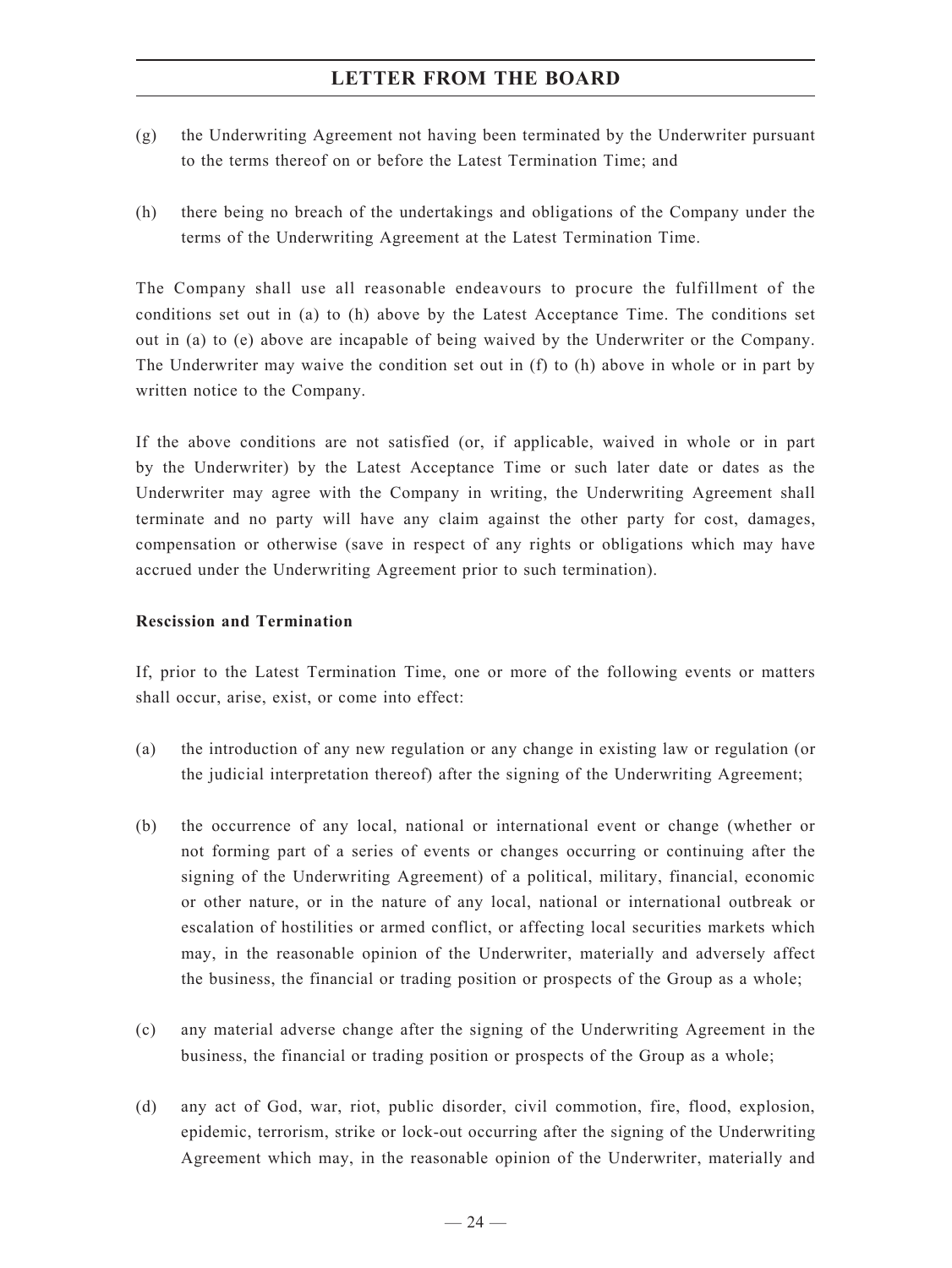(g) the Underwriting Agreement not having been terminated by the Underwriter pursuant to the terms thereof on or before the Latest Termination Time; and

(h) there being no breach of the undertakings and obligations of the Company under the terms of the Underwriting Agreement at the Latest Termination Time.

The Company shall use all reasonable endeavours to procure the fulfillment of the conditions set out in (a) to (h) above by the Latest Acceptance Time. The conditions set out in (a) to (e) above are incapable of being waived by the Underwriter or the Company. The Underwriter may waive the condition set out in (f) to (h) above in whole or in part by written notice to the Company.

If the above conditions are not satisfied (or, if applicable, waived in whole or in part by the Underwriter) by the Latest Acceptance Time or such later date or dates as the Underwriter may agree with the Company in writing, the Underwriting Agreement shall terminate and no party will have any claim against the other party for cost, damages, compensation or otherwise (save in respect of any rights or obligations which may have accrued under the Underwriting Agreement prior to such termination).

**Rescission and Termination**

If, prior to the Latest Termination Time, one or more of the following events or matters shall occur, arise, exist, or come into effect:

(a) the introduction of any new regulation or any change in existing law or regulation (or the judicial interpretation thereof) after the signing of the Underwriting Agreement;

(b) the occurrence of any local, national or international event or change (whether or not forming part of a series of events or changes occurring or continuing after the signing of the Underwriting Agreement) of a political, military, financial, economic or other nature, or in the nature of any local, national or international outbreak or escalation of hostilities or armed conflict, or affecting local securities markets which may, in the reasonable opinion of the Underwriter, materially and adversely affect the business, the financial or trading position or prospects of the Group as a whole;

(c) any material adverse change after the signing of the Underwriting Agreement in the business, the financial or trading position or prospects of the Group as a whole;

(d) any act of God, war, riot, public disorder, civil commotion, fire, flood, explosion, epidemic, terrorism, strike or lock-out occurring after the signing of the Underwriting Agreement which may, in the reasonable opinion of the Underwriter, materially and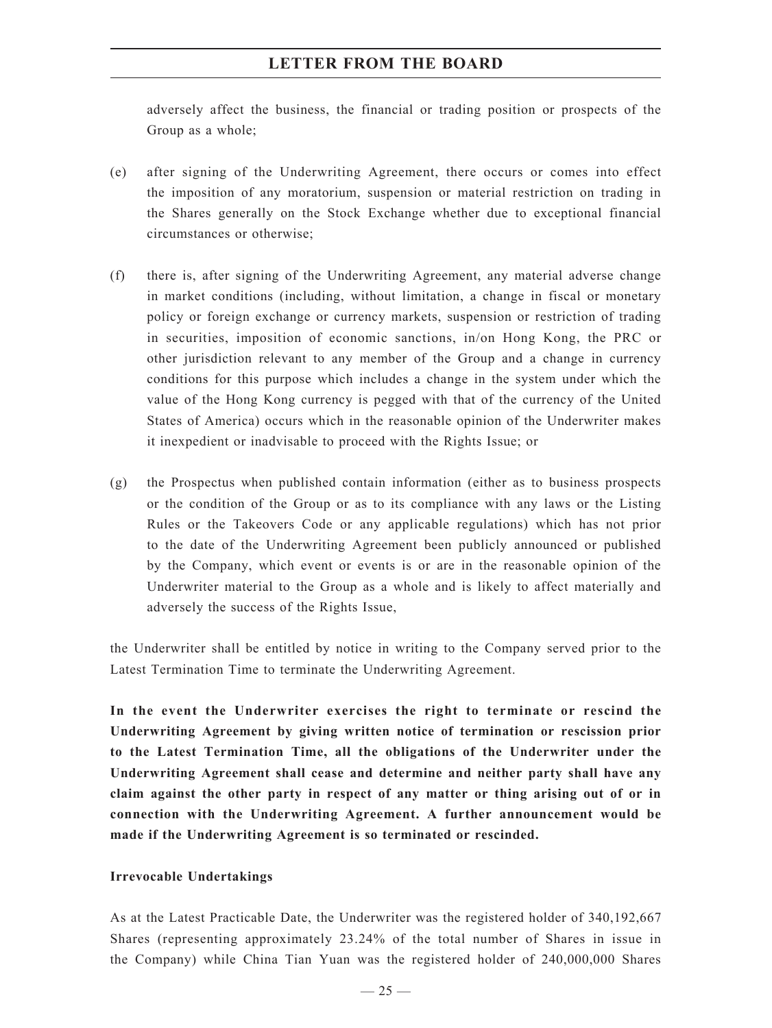adversely affect the business, the financial or trading position or prospects of the Group as a whole;

(e) after signing of the Underwriting Agreement, there occurs or comes into effect the imposition of any moratorium, suspension or material restriction on trading in the Shares generally on the Stock Exchange whether due to exceptional financial circumstances or otherwise;

(f) there is, after signing of the Underwriting Agreement, any material adverse change in market conditions (including, without limitation, a change in fiscal or monetary policy or foreign exchange or currency markets, suspension or restriction of trading in securities, imposition of economic sanctions, in/on Hong Kong, the PRC or other jurisdiction relevant to any member of the Group and a change in currency conditions for this purpose which includes a change in the system under which the value of the Hong Kong currency is pegged with that of the currency of the United States of America) occurs which in the reasonable opinion of the Underwriter makes it inexpedient or inadvisable to proceed with the Rights Issue; or

(g) the Prospectus when published contain information (either as to business prospects or the condition of the Group or as to its compliance with any laws or the Listing Rules or the Takeovers Code or any applicable regulations) which has not prior to the date of the Underwriting Agreement been publicly announced or published by the Company, which event or events is or are in the reasonable opinion of the Underwriter material to the Group as a whole and is likely to affect materially and adversely the success of the Rights Issue,

the Underwriter shall be entitled by notice in writing to the Company served prior to the Latest Termination Time to terminate the Underwriting Agreement.

**In the event the Underwriter exercises the right to terminate or rescind the Underwriting Agreement by giving written notice of termination or rescission prior to the Latest Termination Time, all the obligations of the Underwriter under the Underwriting Agreement shall cease and determine and neither party shall have any claim against the other party in respect of any matter or thing arising out of or in connection with the Underwriting Agreement. A further announcement would be made if the Underwriting Agreement is so terminated or rescinded.**

**Irrevocable Undertakings**

As at the Latest Practicable Date, the Underwriter was the registered holder of 340,192,667 Shares (representing approximately 23.24% of the total number of Shares in issue in the Company) while China Tian Yuan was the registered holder of 240,000,000 Shares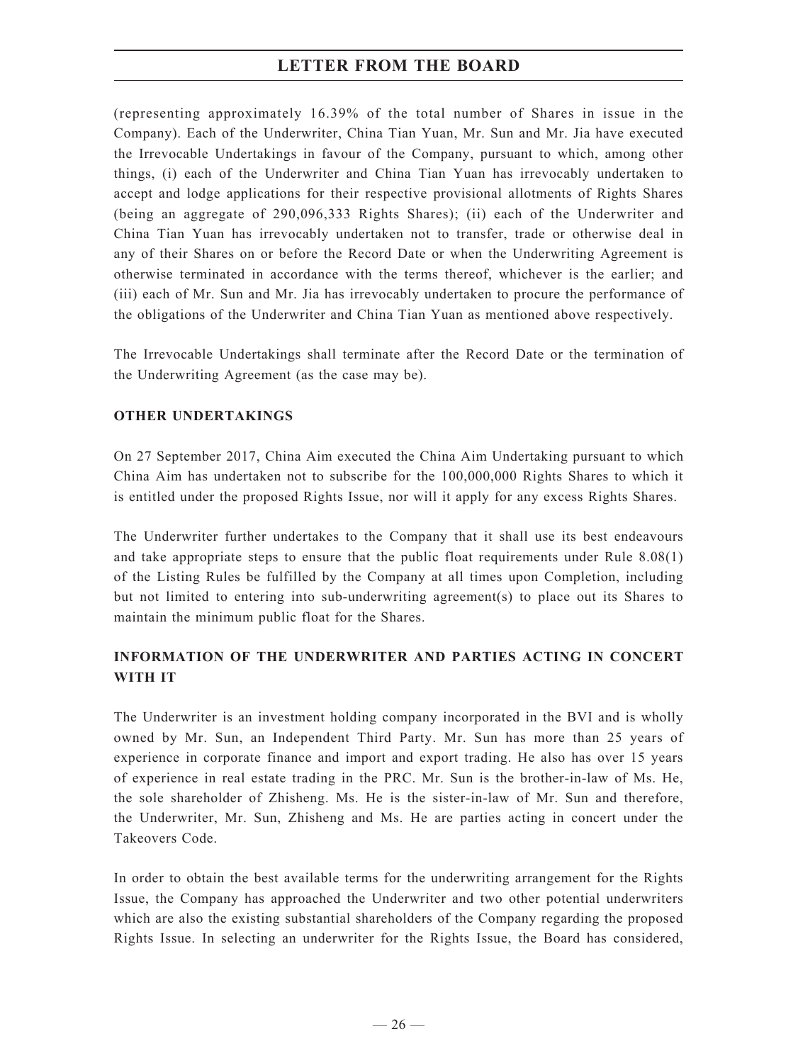(representing approximately 16.39% of the total number of Shares in issue in the Company). Each of the Underwriter, China Tian Yuan, Mr. Sun and Mr. Jia have executed the Irrevocable Undertakings in favour of the Company, pursuant to which, among other things, (i) each of the Underwriter and China Tian Yuan has irrevocably undertaken to accept and lodge applications for their respective provisional allotments of Rights Shares (being an aggregate of 290,096,333 Rights Shares); (ii) each of the Underwriter and China Tian Yuan has irrevocably undertaken not to transfer, trade or otherwise deal in any of their Shares on or before the Record Date or when the Underwriting Agreement is otherwise terminated in accordance with the terms thereof, whichever is the earlier; and (iii) each of Mr. Sun and Mr. Jia has irrevocably undertaken to procure the performance of the obligations of the Underwriter and China Tian Yuan as mentioned above respectively.

The Irrevocable Undertakings shall terminate after the Record Date or the termination of the Underwriting Agreement (as the case may be).

**OTHER UNDERTAKINGS**

On 27 September 2017, China Aim executed the China Aim Undertaking pursuant to which China Aim has undertaken not to subscribe for the 100,000,000 Rights Shares to which it is entitled under the proposed Rights Issue, nor will it apply for any excess Rights Shares.

The Underwriter further undertakes to the Company that it shall use its best endeavours and take appropriate steps to ensure that the public float requirements under Rule 8.08(1) of the Listing Rules be fulfilled by the Company at all times upon Completion, including but not limited to entering into sub-underwriting agreement(s) to place out its Shares to maintain the minimum public float for the Shares.

**INFORMATION OF THE UNDERWRITER AND PARTIES ACTING IN CONCERT WITH IT**

The Underwriter is an investment holding company incorporated in the BVI and is wholly owned by Mr. Sun, an Independent Third Party. Mr. Sun has more than 25 years of experience in corporate finance and import and export trading. He also has over 15 years of experience in real estate trading in the PRC. Mr. Sun is the brother-in-law of Ms. He, the sole shareholder of Zhisheng. Ms. He is the sister-in-law of Mr. Sun and therefore, the Underwriter, Mr. Sun, Zhisheng and Ms. He are parties acting in concert under the Takeovers Code.

In order to obtain the best available terms for the underwriting arrangement for the Rights Issue, the Company has approached the Underwriter and two other potential underwriters which are also the existing substantial shareholders of the Company regarding the proposed Rights Issue. In selecting an underwriter for the Rights Issue, the Board has considered,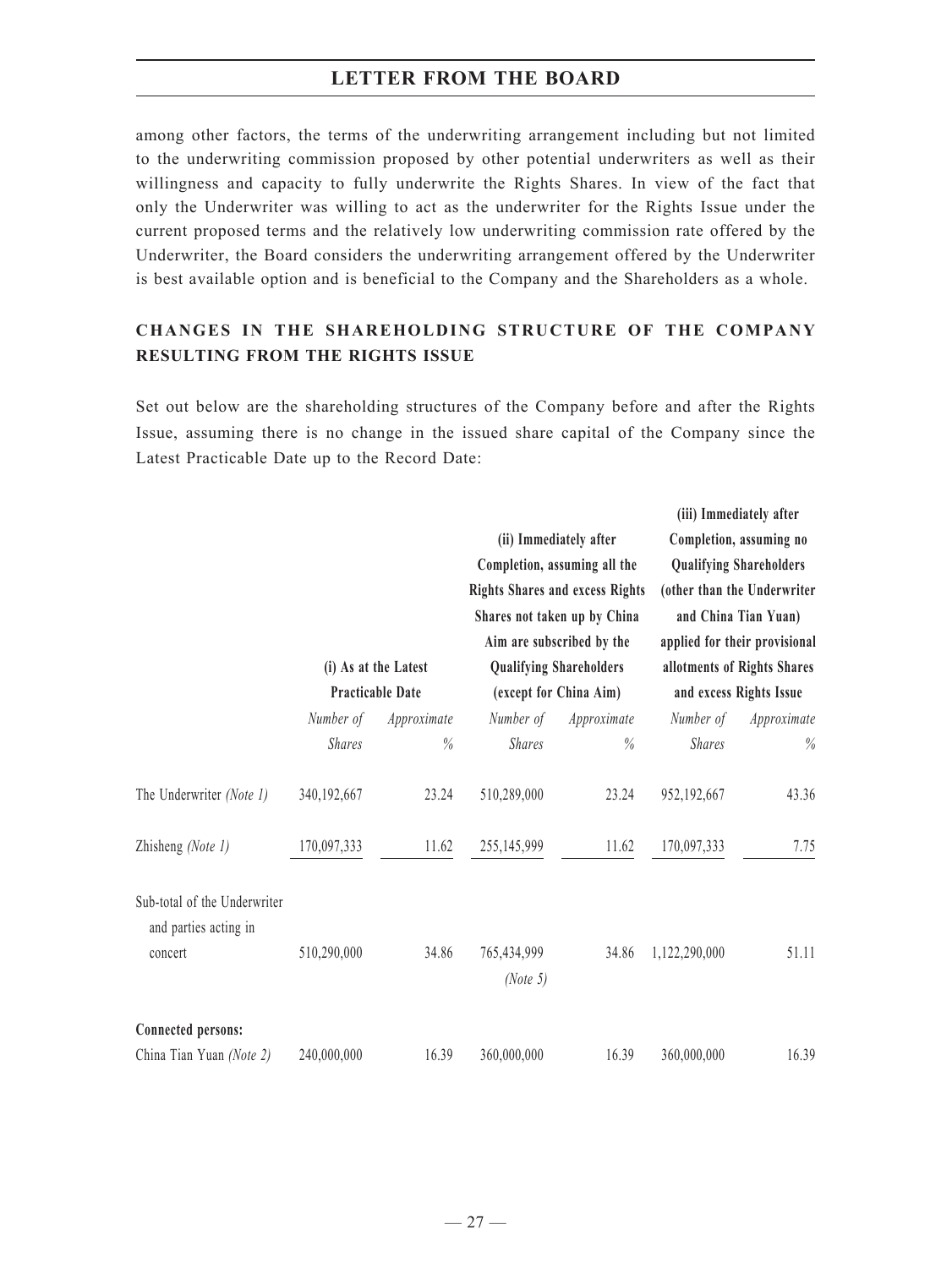among other factors, the terms of the underwriting arrangement including but not limited to the underwriting commission proposed by other potential underwriters as well as their willingness and capacity to fully underwrite the Rights Shares. In view of the fact that only the Underwriter was willing to act as the underwriter for the Rights Issue under the current proposed terms and the relatively low underwriting commission rate offered by the Underwriter, the Board considers the underwriting arrangement offered by the Underwriter is best available option and is beneficial to the Company and the Shareholders as a whole.

## CHANGES IN THE SHAREHOLDING STRUCTURE OF THE COMPANY RESULTING FROM THE RIGHTS ISSUE

Set out below are the shareholding structures of the Company before and after the Rights Issue, assuming there is no change in the issued share capital of the Company since the Latest Practicable Date up to the Record Date:

| | (i) As at the Latest Practicable Date | | (ii) Immediately after Completion, assuming all the Rights Shares and excess Rights Shares not taken up by China Aim are subscribed by the Qualifying Shareholders (except for China Aim) | | (iii) Immediately after Completion, assuming no Qualifying Shareholders (other than the Underwriter and China Tian Yuan) applied for their provisional allotments of Rights Shares and excess Rights Issue | |
|---|---|---|---|---|---|---|
| | *Number of Shares* | *Approximate %* | *Number of Shares* | *Approximate %* | *Number of Shares* | *Approximate %* |
| The Underwriter *(Note 1)* | 340,192,667 | 23.24 | 510,289,000 | 23.24 | 952,192,667 | 43.36 |
| Zhisheng *(Note 1)* | 170,097,333 | 11.62 | 255,145,999 | 11.62 | 170,097,333 | 7.75 |
| Sub-total of the Underwriter and parties acting in concert | 510,290,000 | 34.86 | 765,434,999 *(Note 5)* | 34.86 | 1,122,290,000 | 51.11 |
| **Connected persons:** | | | | | | |
| China Tian Yuan *(Note 2)* | 240,000,000 | 16.39 | 360,000,000 | 16.39 | 360,000,000 | 16.39 |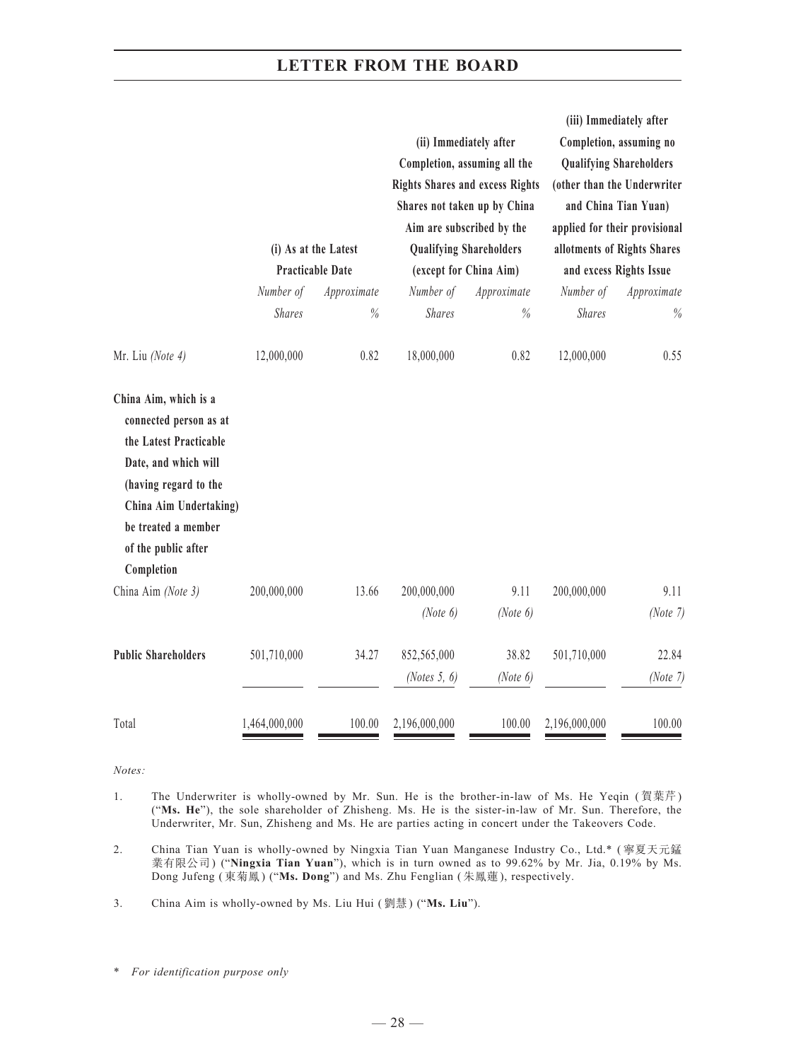| | (i) As at the Latest Practicable Date | | (ii) Immediately after Completion, assuming all the Rights Shares and excess Rights Shares not taken up by China Aim are subscribed by the Qualifying Shareholders (except for China Aim) | | (iii) Immediately after Completion, assuming no Qualifying Shareholders (other than the Underwriter and China Tian Yuan) applied for their provisional allotments of Rights Shares and excess Rights Issue | |
|---|---|---|---|---|---|---|
| | *Number of Shares* | *Approximate %* | *Number of Shares* | *Approximate %* | *Number of Shares* | *Approximate %* |
| Mr. Liu *(Note 4)* | 12,000,000 | 0.82 | 18,000,000 | 0.82 | 12,000,000 | 0.55 |
| **China Aim, which is a connected person as at the Latest Practicable Date, and which will (having regard to the China Aim Undertaking) be treated a member of the public after Completion** | | | | | | |
| China Aim *(Note 3)* | 200,000,000 | 13.66 | 200,000,000 *(Note 6)* | 9.11 *(Note 6)* | 200,000,000 | 9.11 *(Note 7)* |
| **Public Shareholders** | 501,710,000 | 34.27 | 852,565,000 *(Notes 5, 6)* | 38.82 *(Note 6)* | 501,710,000 | 22.84 *(Note 7)* |
| Total | 1,464,000,000 | 100.00 | 2,196,000,000 | 100.00 | 2,196,000,000 | 100.00 |

*Notes:*

1. The Underwriter is wholly-owned by Mr. Sun. He is the brother-in-law of Ms. He Yeqin (賀葉芹) ("**Ms. He**"), the sole shareholder of Zhisheng. Ms. He is the sister-in-law of Mr. Sun. Therefore, the Underwriter, Mr. Sun, Zhisheng and Ms. He are parties acting in concert under the Takeovers Code.

2. China Tian Yuan is wholly-owned by Ningxia Tian Yuan Manganese Industry Co., Ltd.* (寧夏天元錳業有限公司) ("**Ningxia Tian Yuan**"), which is in turn owned as to 99.62% by Mr. Jia, 0.19% by Ms. Dong Jufeng (東菊鳳) ("**Ms. Dong**") and Ms. Zhu Fenglian (朱鳳蓮), respectively.

3. China Aim is wholly-owned by Ms. Liu Hui (劉慧) ("**Ms. Liu**").

\* *For identification purpose only*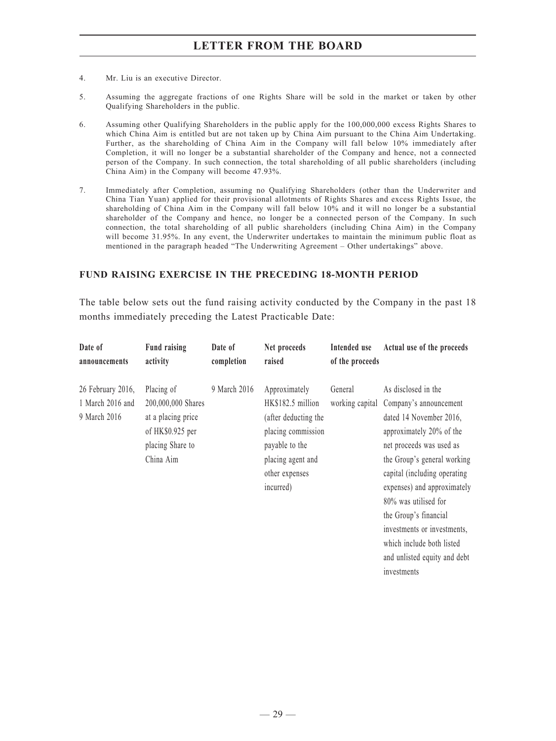4. Mr. Liu is an executive Director.

5. Assuming the aggregate fractions of one Rights Share will be sold in the market or taken by other Qualifying Shareholders in the public.

6. Assuming other Qualifying Shareholders in the public apply for the 100,000,000 excess Rights Shares to which China Aim is entitled but are not taken up by China Aim pursuant to the China Aim Undertaking. Further, as the shareholding of China Aim in the Company will fall below 10% immediately after Completion, it will no longer be a substantial shareholder of the Company and hence, not a connected person of the Company. In such connection, the total shareholding of all public shareholders (including China Aim) in the Company will become 47.93%.

7. Immediately after Completion, assuming no Qualifying Shareholders (other than the Underwriter and China Tian Yuan) applied for their provisional allotments of Rights Shares and excess Rights Issue, the shareholding of China Aim in the Company will fall below 10% and it will no longer be a substantial shareholder of the Company and hence, no longer be a connected person of the Company. In such connection, the total shareholding of all public shareholders (including China Aim) in the Company will become 31.95%. In any event, the Underwriter undertakes to maintain the minimum public float as mentioned in the paragraph headed "The Underwriting Agreement – Other undertakings" above.

## FUND RAISING EXERCISE IN THE PRECEDING 18-MONTH PERIOD

The table below sets out the fund raising activity conducted by the Company in the past 18 months immediately preceding the Latest Practicable Date:

| Date of announcements | Fund raising activity | Date of completion | Net proceeds raised | Intended use of the proceeds | Actual use of the proceeds |
|---|---|---|---|---|---|
| 26 February 2016, 1 March 2016 and 9 March 2016 | Placing of 200,000,000 Shares at a placing price of HK$0.925 per placing Share to China Aim | 9 March 2016 | Approximately HK$182.5 million (after deducting the placing commission payable to the placing agent and other expenses incurred) | General working capital | As disclosed in the Company's announcement dated 14 November 2016, approximately 20% of the net proceeds was used as the Group's general working capital (including operating expenses) and approximately 80% was utilised for the Group's financial investments or investments, which include both listed and unlisted equity and debt investments |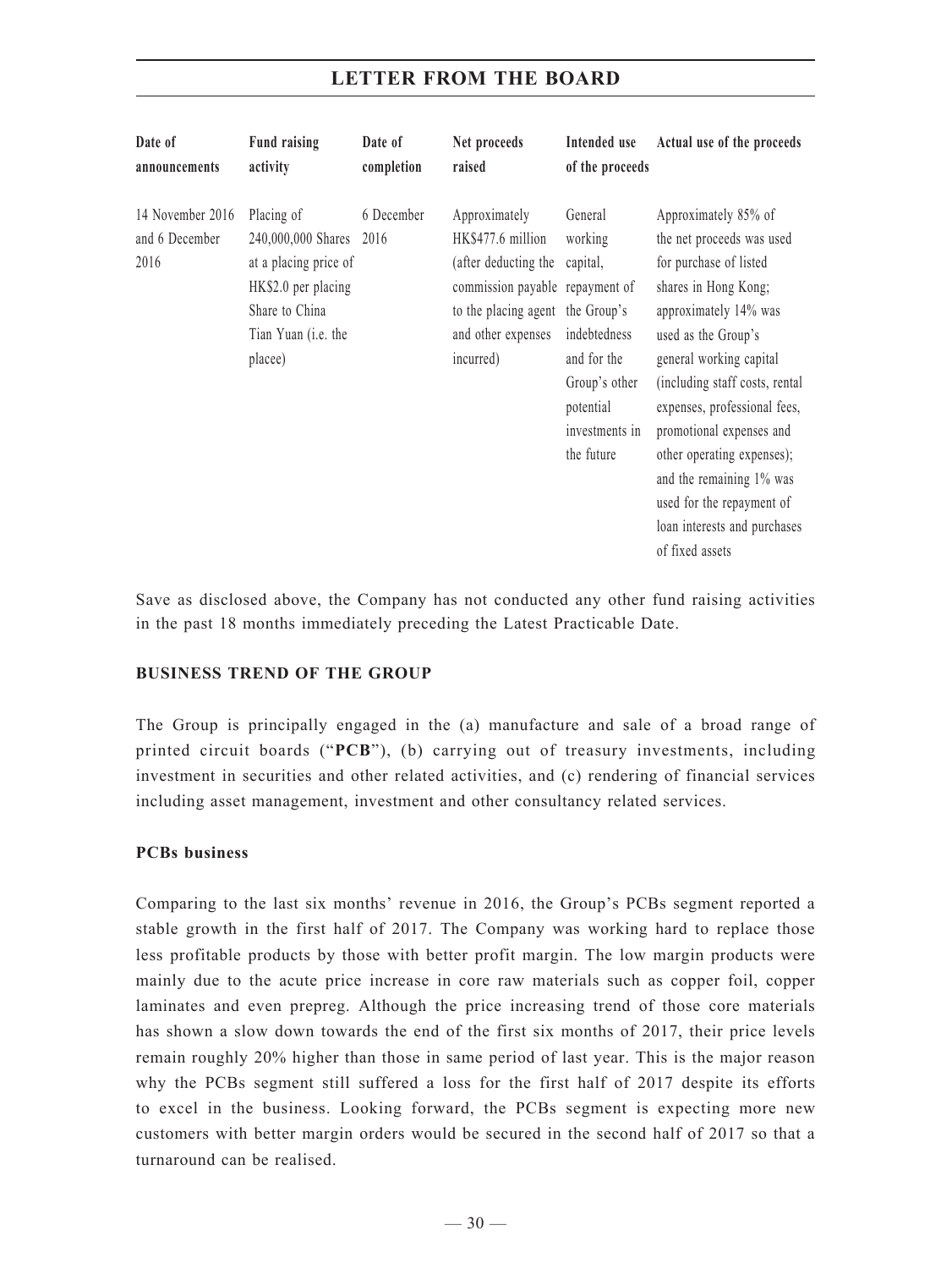| Date of announcements | Fund raising activity | Date of completion | Net proceeds raised | Intended use of the proceeds | Actual use of the proceeds |
|---|---|---|---|---|---|
| 14 November 2016 and 6 December 2016 | Placing of 240,000,000 Shares at a placing price of HK$2.0 per placing Share to China Tian Yuan (i.e. the placee) | 6 December 2016 | Approximately HK$477.6 million (after deducting the commission payable to the placing agent and other expenses incurred) | General working capital, repayment of the Group's indebtedness and for the Group's other potential investments in the future | Approximately 85% of the net proceeds was used for purchase of listed shares in Hong Kong; approximately 14% was used as the Group's general working capital (including staff costs, rental expenses, professional fees, promotional expenses and other operating expenses); and the remaining 1% was used for the repayment of loan interests and purchases of fixed assets |

Save as disclosed above, the Company has not conducted any other fund raising activities in the past 18 months immediately preceding the Latest Practicable Date.

## BUSINESS TREND OF THE GROUP

The Group is principally engaged in the (a) manufacture and sale of a broad range of printed circuit boards ("**PCB**"), (b) carrying out of treasury investments, including investment in securities and other related activities, and (c) rendering of financial services including asset management, investment and other consultancy related services.

### PCBs business

Comparing to the last six months' revenue in 2016, the Group's PCBs segment reported a stable growth in the first half of 2017. The Company was working hard to replace those less profitable products by those with better profit margin. The low margin products were mainly due to the acute price increase in core raw materials such as copper foil, copper laminates and even prepreg. Although the price increasing trend of those core materials has shown a slow down towards the end of the first six months of 2017, their price levels remain roughly 20% higher than those in same period of last year. This is the major reason why the PCBs segment still suffered a loss for the first half of 2017 despite its efforts to excel in the business. Looking forward, the PCBs segment is expecting more new customers with better margin orders would be secured in the second half of 2017 so that a turnaround can be realised.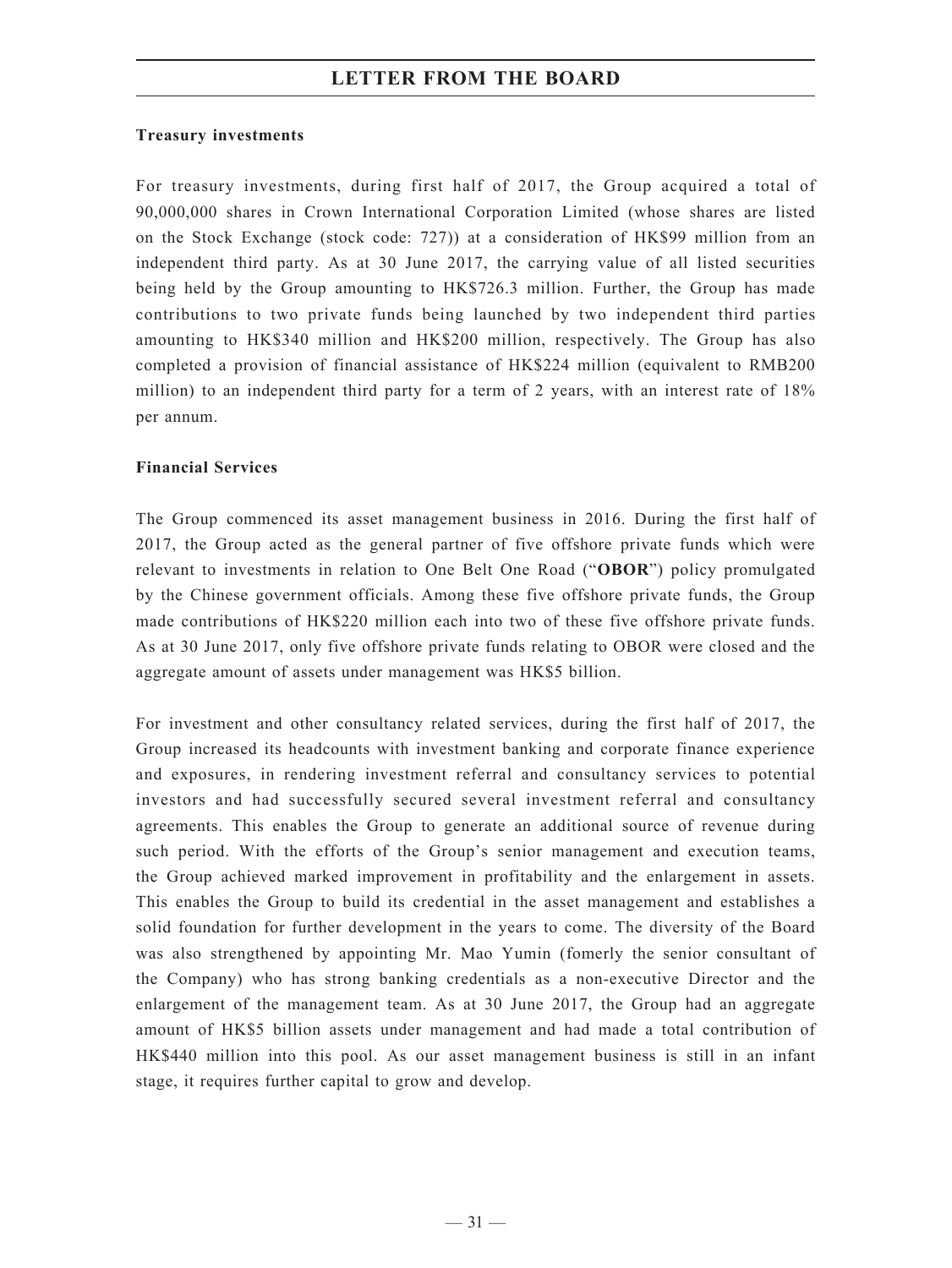**Treasury investments**

For treasury investments, during first half of 2017, the Group acquired a total of 90,000,000 shares in Crown International Corporation Limited (whose shares are listed on the Stock Exchange (stock code: 727)) at a consideration of HK$99 million from an independent third party. As at 30 June 2017, the carrying value of all listed securities being held by the Group amounting to HK$726.3 million. Further, the Group has made contributions to two private funds being launched by two independent third parties amounting to HK$340 million and HK$200 million, respectively. The Group has also completed a provision of financial assistance of HK$224 million (equivalent to RMB200 million) to an independent third party for a term of 2 years, with an interest rate of 18% per annum.

**Financial Services**

The Group commenced its asset management business in 2016. During the first half of 2017, the Group acted as the general partner of five offshore private funds which were relevant to investments in relation to One Belt One Road ("**OBOR**") policy promulgated by the Chinese government officials. Among these five offshore private funds, the Group made contributions of HK$220 million each into two of these five offshore private funds. As at 30 June 2017, only five offshore private funds relating to OBOR were closed and the aggregate amount of assets under management was HK$5 billion.

For investment and other consultancy related services, during the first half of 2017, the Group increased its headcounts with investment banking and corporate finance experience and exposures, in rendering investment referral and consultancy services to potential investors and had successfully secured several investment referral and consultancy agreements. This enables the Group to generate an additional source of revenue during such period. With the efforts of the Group's senior management and execution teams, the Group achieved marked improvement in profitability and the enlargement in assets. This enables the Group to build its credential in the asset management and establishes a solid foundation for further development in the years to come. The diversity of the Board was also strengthened by appointing Mr. Mao Yumin (fomerly the senior consultant of the Company) who has strong banking credentials as a non-executive Director and the enlargement of the management team. As at 30 June 2017, the Group had an aggregate amount of HK$5 billion assets under management and had made a total contribution of HK$440 million into this pool. As our asset management business is still in an infant stage, it requires further capital to grow and develop.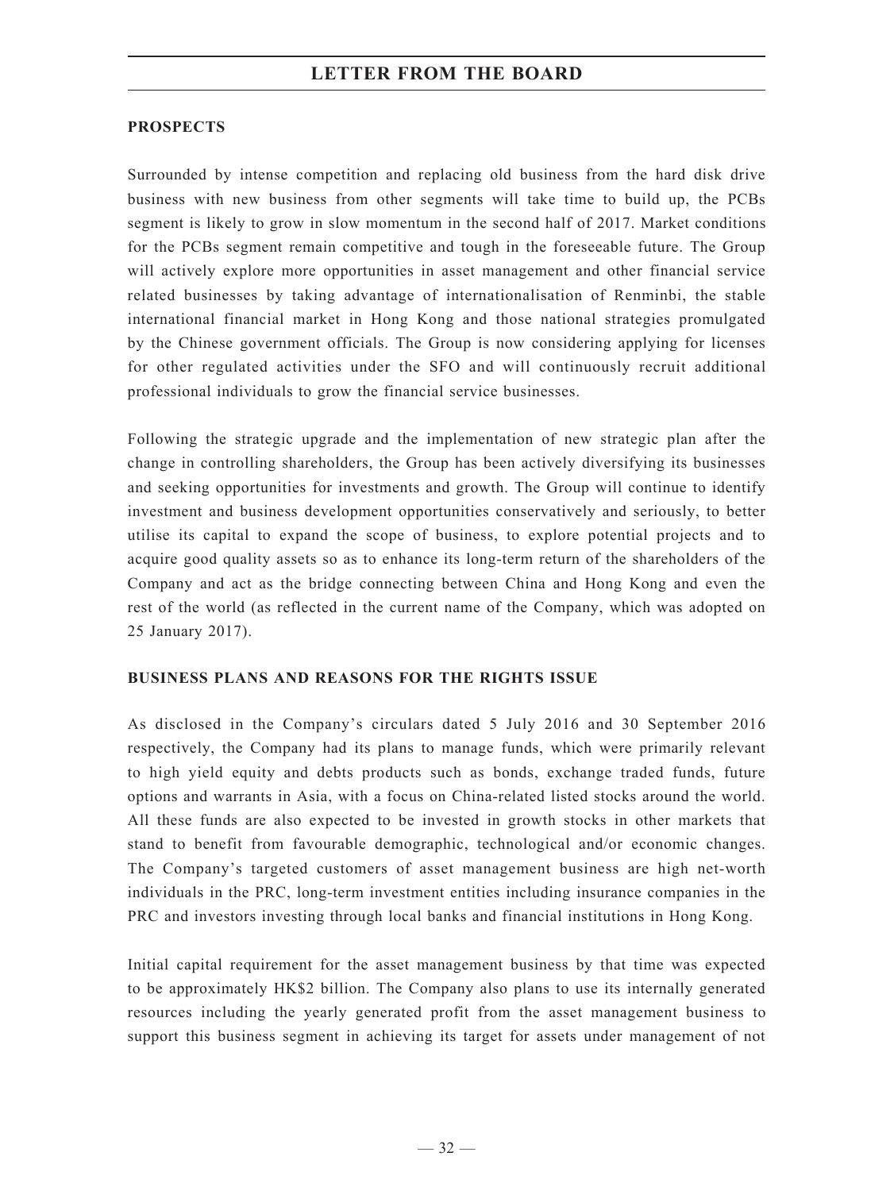## PROSPECTS

Surrounded by intense competition and replacing old business from the hard disk drive business with new business from other segments will take time to build up, the PCBs segment is likely to grow in slow momentum in the second half of 2017. Market conditions for the PCBs segment remain competitive and tough in the foreseeable future. The Group will actively explore more opportunities in asset management and other financial service related businesses by taking advantage of internationalisation of Renminbi, the stable international financial market in Hong Kong and those national strategies promulgated by the Chinese government officials. The Group is now considering applying for licenses for other regulated activities under the SFO and will continuously recruit additional professional individuals to grow the financial service businesses.

Following the strategic upgrade and the implementation of new strategic plan after the change in controlling shareholders, the Group has been actively diversifying its businesses and seeking opportunities for investments and growth. The Group will continue to identify investment and business development opportunities conservatively and seriously, to better utilise its capital to expand the scope of business, to explore potential projects and to acquire good quality assets so as to enhance its long-term return of the shareholders of the Company and act as the bridge connecting between China and Hong Kong and even the rest of the world (as reflected in the current name of the Company, which was adopted on 25 January 2017).

## BUSINESS PLANS AND REASONS FOR THE RIGHTS ISSUE

As disclosed in the Company's circulars dated 5 July 2016 and 30 September 2016 respectively, the Company had its plans to manage funds, which were primarily relevant to high yield equity and debts products such as bonds, exchange traded funds, future options and warrants in Asia, with a focus on China-related listed stocks around the world. All these funds are also expected to be invested in growth stocks in other markets that stand to benefit from favourable demographic, technological and/or economic changes. The Company's targeted customers of asset management business are high net-worth individuals in the PRC, long-term investment entities including insurance companies in the PRC and investors investing through local banks and financial institutions in Hong Kong.

Initial capital requirement for the asset management business by that time was expected to be approximately HK$2 billion. The Company also plans to use its internally generated resources including the yearly generated profit from the asset management business to support this business segment in achieving its target for assets under management of not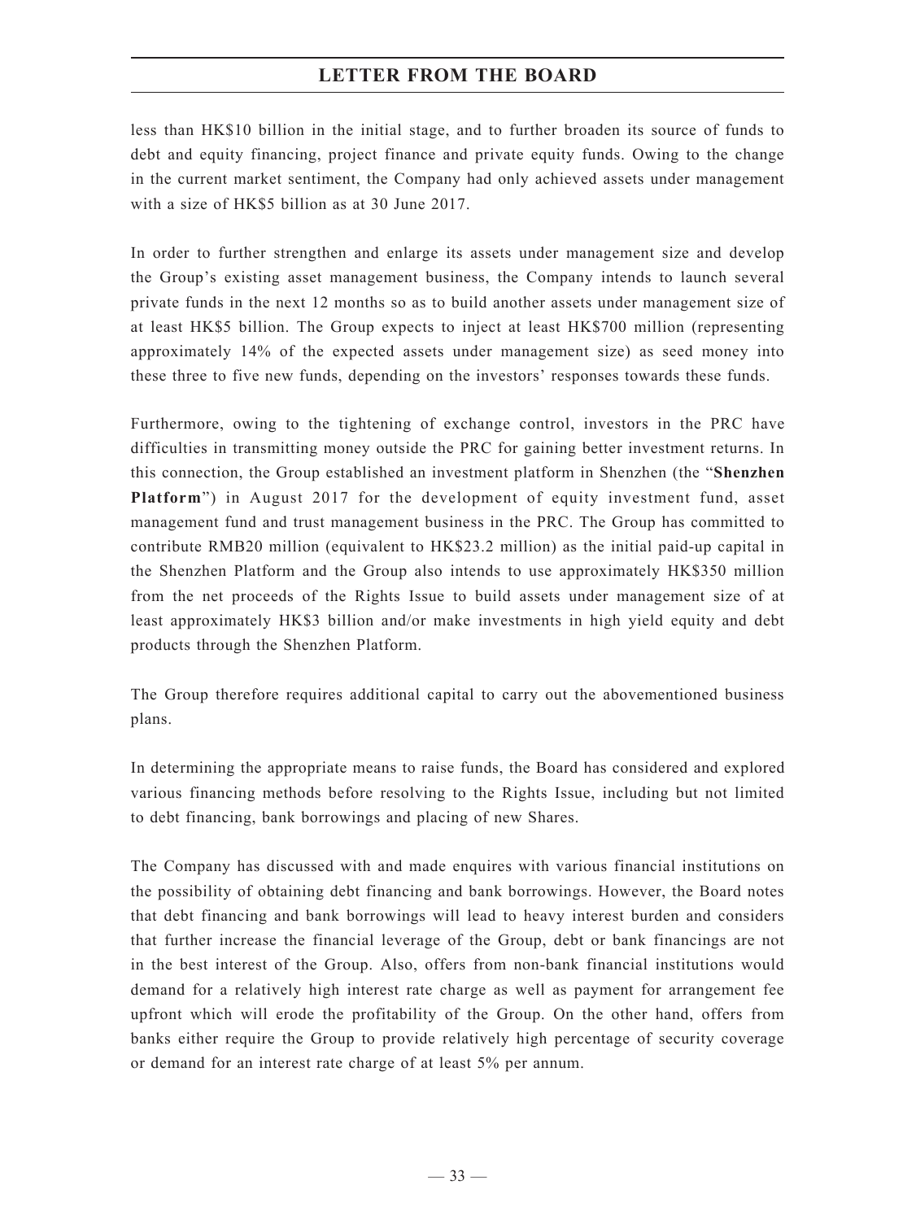less than HK$10 billion in the initial stage, and to further broaden its source of funds to debt and equity financing, project finance and private equity funds. Owing to the change in the current market sentiment, the Company had only achieved assets under management with a size of HK$5 billion as at 30 June 2017.

In order to further strengthen and enlarge its assets under management size and develop the Group's existing asset management business, the Company intends to launch several private funds in the next 12 months so as to build another assets under management size of at least HK$5 billion. The Group expects to inject at least HK$700 million (representing approximately 14% of the expected assets under management size) as seed money into these three to five new funds, depending on the investors' responses towards these funds.

Furthermore, owing to the tightening of exchange control, investors in the PRC have difficulties in transmitting money outside the PRC for gaining better investment returns. In this connection, the Group established an investment platform in Shenzhen (the "**Shenzhen Platform**") in August 2017 for the development of equity investment fund, asset management fund and trust management business in the PRC. The Group has committed to contribute RMB20 million (equivalent to HK$23.2 million) as the initial paid-up capital in the Shenzhen Platform and the Group also intends to use approximately HK$350 million from the net proceeds of the Rights Issue to build assets under management size of at least approximately HK$3 billion and/or make investments in high yield equity and debt products through the Shenzhen Platform.

The Group therefore requires additional capital to carry out the abovementioned business plans.

In determining the appropriate means to raise funds, the Board has considered and explored various financing methods before resolving to the Rights Issue, including but not limited to debt financing, bank borrowings and placing of new Shares.

The Company has discussed with and made enquires with various financial institutions on the possibility of obtaining debt financing and bank borrowings. However, the Board notes that debt financing and bank borrowings will lead to heavy interest burden and considers that further increase the financial leverage of the Group, debt or bank financings are not in the best interest of the Group. Also, offers from non-bank financial institutions would demand for a relatively high interest rate charge as well as payment for arrangement fee upfront which will erode the profitability of the Group. On the other hand, offers from banks either require the Group to provide relatively high percentage of security coverage or demand for an interest rate charge of at least 5% per annum.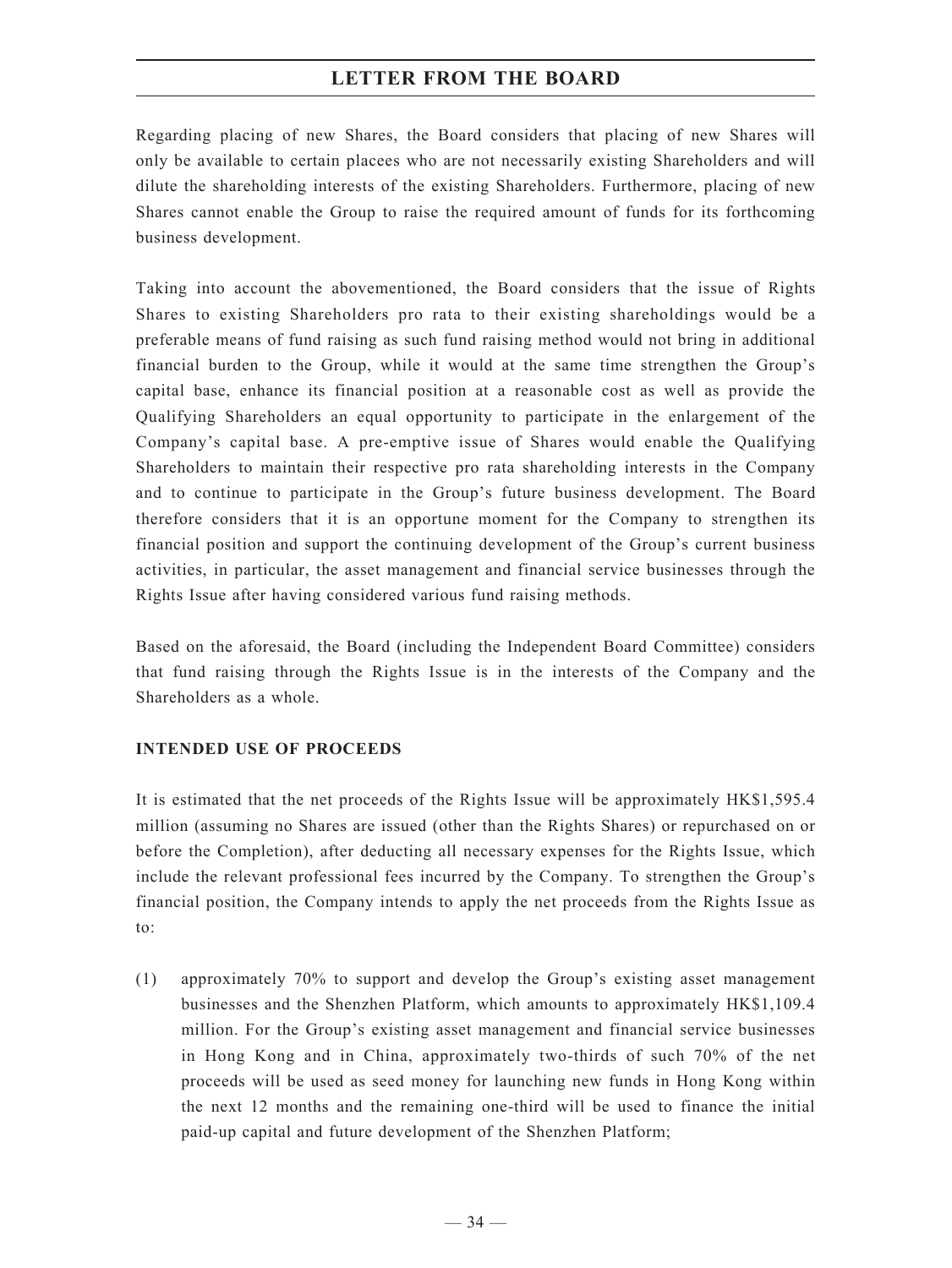Regarding placing of new Shares, the Board considers that placing of new Shares will only be available to certain placees who are not necessarily existing Shareholders and will dilute the shareholding interests of the existing Shareholders. Furthermore, placing of new Shares cannot enable the Group to raise the required amount of funds for its forthcoming business development.

Taking into account the abovementioned, the Board considers that the issue of Rights Shares to existing Shareholders pro rata to their existing shareholdings would be a preferable means of fund raising as such fund raising method would not bring in additional financial burden to the Group, while it would at the same time strengthen the Group's capital base, enhance its financial position at a reasonable cost as well as provide the Qualifying Shareholders an equal opportunity to participate in the enlargement of the Company's capital base. A pre-emptive issue of Shares would enable the Qualifying Shareholders to maintain their respective pro rata shareholding interests in the Company and to continue to participate in the Group's future business development. The Board therefore considers that it is an opportune moment for the Company to strengthen its financial position and support the continuing development of the Group's current business activities, in particular, the asset management and financial service businesses through the Rights Issue after having considered various fund raising methods.

Based on the aforesaid, the Board (including the Independent Board Committee) considers that fund raising through the Rights Issue is in the interests of the Company and the Shareholders as a whole.

**INTENDED USE OF PROCEEDS**

It is estimated that the net proceeds of the Rights Issue will be approximately HK$1,595.4 million (assuming no Shares are issued (other than the Rights Shares) or repurchased on or before the Completion), after deducting all necessary expenses for the Rights Issue, which include the relevant professional fees incurred by the Company. To strengthen the Group's financial position, the Company intends to apply the net proceeds from the Rights Issue as to:

(1) approximately 70% to support and develop the Group's existing asset management businesses and the Shenzhen Platform, which amounts to approximately HK$1,109.4 million. For the Group's existing asset management and financial service businesses in Hong Kong and in China, approximately two-thirds of such 70% of the net proceeds will be used as seed money for launching new funds in Hong Kong within the next 12 months and the remaining one-third will be used to finance the initial paid-up capital and future development of the Shenzhen Platform;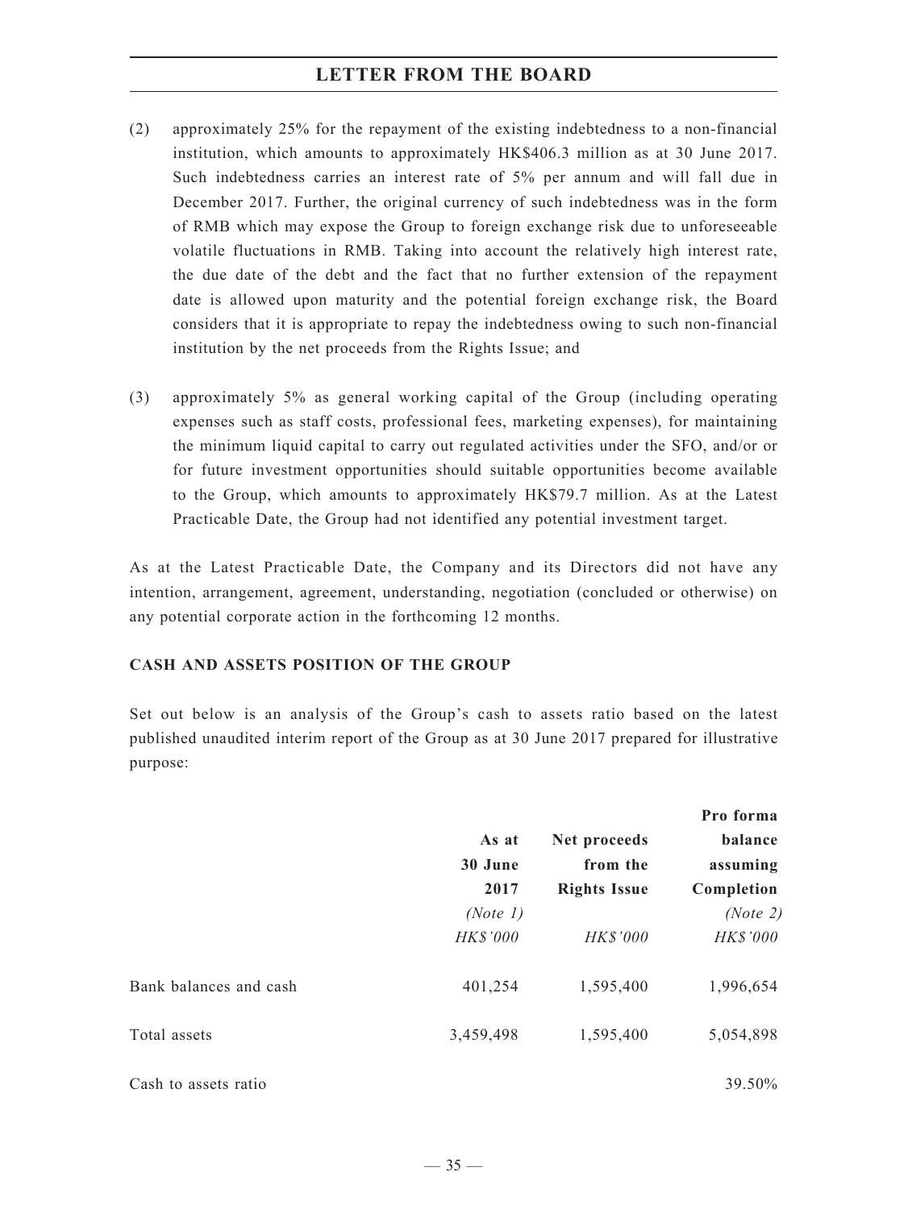(2) approximately 25% for the repayment of the existing indebtedness to a non-financial institution, which amounts to approximately HK$406.3 million as at 30 June 2017. Such indebtedness carries an interest rate of 5% per annum and will fall due in December 2017. Further, the original currency of such indebtedness was in the form of RMB which may expose the Group to foreign exchange risk due to unforeseeable volatile fluctuations in RMB. Taking into account the relatively high interest rate, the due date of the debt and the fact that no further extension of the repayment date is allowed upon maturity and the potential foreign exchange risk, the Board considers that it is appropriate to repay the indebtedness owing to such non-financial institution by the net proceeds from the Rights Issue; and

(3) approximately 5% as general working capital of the Group (including operating expenses such as staff costs, professional fees, marketing expenses), for maintaining the minimum liquid capital to carry out regulated activities under the SFO, and/or or for future investment opportunities should suitable opportunities become available to the Group, which amounts to approximately HK$79.7 million. As at the Latest Practicable Date, the Group had not identified any potential investment target.

As at the Latest Practicable Date, the Company and its Directors did not have any intention, arrangement, agreement, understanding, negotiation (concluded or otherwise) on any potential corporate action in the forthcoming 12 months.

**CASH AND ASSETS POSITION OF THE GROUP**

Set out below is an analysis of the Group's cash to assets ratio based on the latest published unaudited interim report of the Group as at 30 June 2017 prepared for illustrative purpose:

| | **As at 30 June 2017** *(Note 1)* *HK$'000* | **Net proceeds from the Rights Issue** *HK$'000* | **Pro forma balance assuming Completion** *(Note 2)* *HK$'000* |
|---|---|---|---|
| Bank balances and cash | 401,254 | 1,595,400 | 1,996,654 |
| Total assets | 3,459,498 | 1,595,400 | 5,054,898 |
| Cash to assets ratio | | | 39.50% |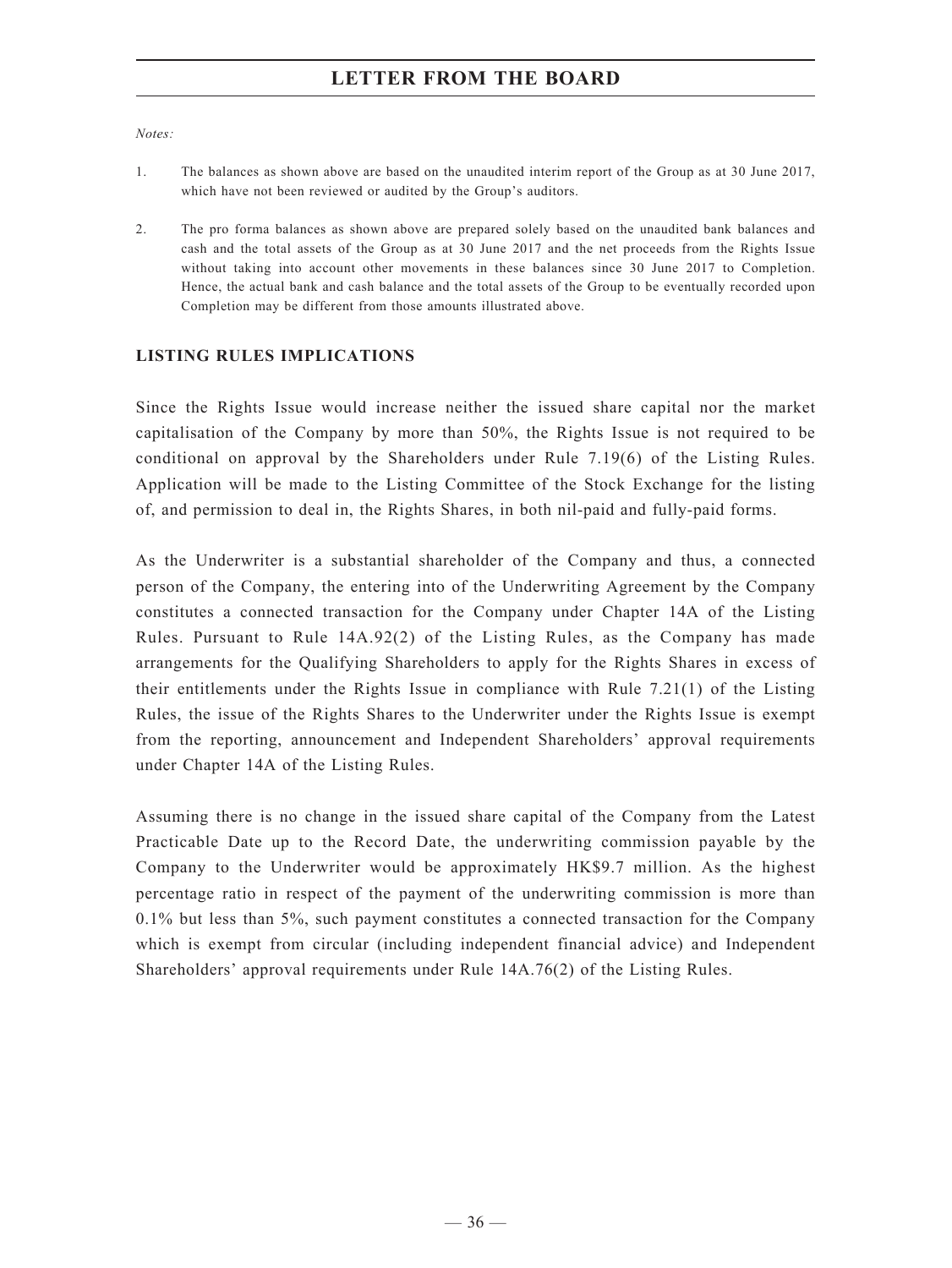*Notes:*

1. The balances as shown above are based on the unaudited interim report of the Group as at 30 June 2017, which have not been reviewed or audited by the Group's auditors.

2. The pro forma balances as shown above are prepared solely based on the unaudited bank balances and cash and the total assets of the Group as at 30 June 2017 and the net proceeds from the Rights Issue without taking into account other movements in these balances since 30 June 2017 to Completion. Hence, the actual bank and cash balance and the total assets of the Group to be eventually recorded upon Completion may be different from those amounts illustrated above.

## LISTING RULES IMPLICATIONS

Since the Rights Issue would increase neither the issued share capital nor the market capitalisation of the Company by more than 50%, the Rights Issue is not required to be conditional on approval by the Shareholders under Rule 7.19(6) of the Listing Rules. Application will be made to the Listing Committee of the Stock Exchange for the listing of, and permission to deal in, the Rights Shares, in both nil-paid and fully-paid forms.

As the Underwriter is a substantial shareholder of the Company and thus, a connected person of the Company, the entering into of the Underwriting Agreement by the Company constitutes a connected transaction for the Company under Chapter 14A of the Listing Rules. Pursuant to Rule 14A.92(2) of the Listing Rules, as the Company has made arrangements for the Qualifying Shareholders to apply for the Rights Shares in excess of their entitlements under the Rights Issue in compliance with Rule 7.21(1) of the Listing Rules, the issue of the Rights Shares to the Underwriter under the Rights Issue is exempt from the reporting, announcement and Independent Shareholders' approval requirements under Chapter 14A of the Listing Rules.

Assuming there is no change in the issued share capital of the Company from the Latest Practicable Date up to the Record Date, the underwriting commission payable by the Company to the Underwriter would be approximately HK$9.7 million. As the highest percentage ratio in respect of the payment of the underwriting commission is more than 0.1% but less than 5%, such payment constitutes a connected transaction for the Company which is exempt from circular (including independent financial advice) and Independent Shareholders' approval requirements under Rule 14A.76(2) of the Listing Rules.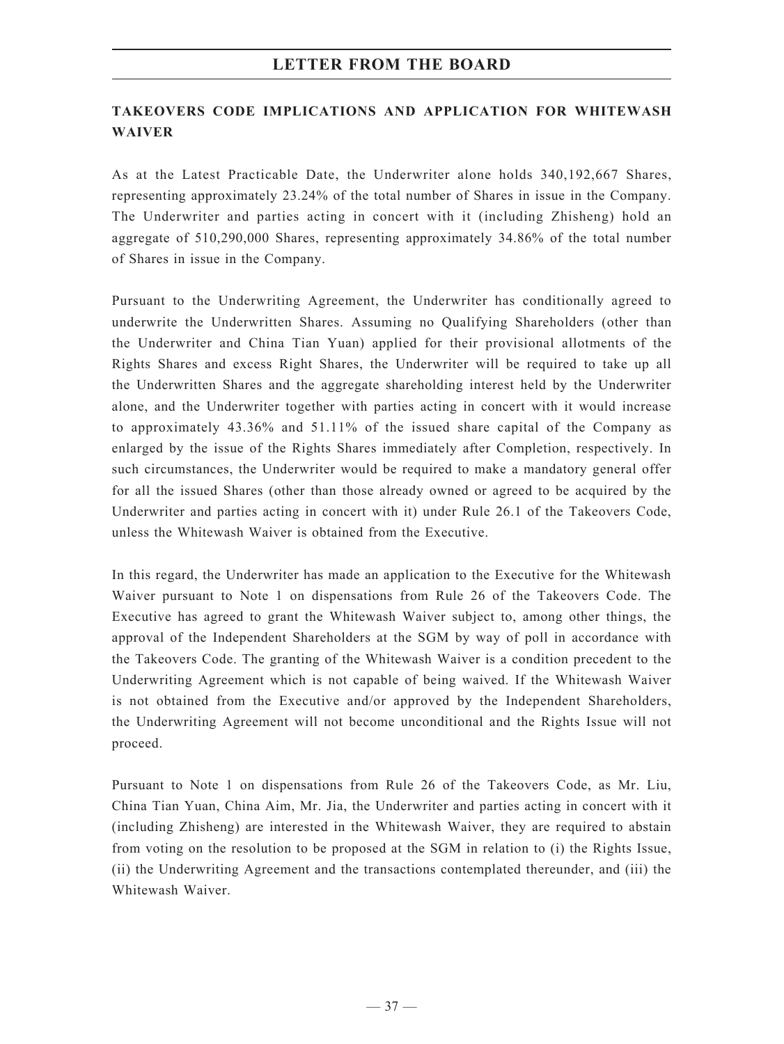## TAKEOVERS CODE IMPLICATIONS AND APPLICATION FOR WHITEWASH WAIVER

As at the Latest Practicable Date, the Underwriter alone holds 340,192,667 Shares, representing approximately 23.24% of the total number of Shares in issue in the Company. The Underwriter and parties acting in concert with it (including Zhisheng) hold an aggregate of 510,290,000 Shares, representing approximately 34.86% of the total number of Shares in issue in the Company.

Pursuant to the Underwriting Agreement, the Underwriter has conditionally agreed to underwrite the Underwritten Shares. Assuming no Qualifying Shareholders (other than the Underwriter and China Tian Yuan) applied for their provisional allotments of the Rights Shares and excess Right Shares, the Underwriter will be required to take up all the Underwritten Shares and the aggregate shareholding interest held by the Underwriter alone, and the Underwriter together with parties acting in concert with it would increase to approximately 43.36% and 51.11% of the issued share capital of the Company as enlarged by the issue of the Rights Shares immediately after Completion, respectively. In such circumstances, the Underwriter would be required to make a mandatory general offer for all the issued Shares (other than those already owned or agreed to be acquired by the Underwriter and parties acting in concert with it) under Rule 26.1 of the Takeovers Code, unless the Whitewash Waiver is obtained from the Executive.

In this regard, the Underwriter has made an application to the Executive for the Whitewash Waiver pursuant to Note 1 on dispensations from Rule 26 of the Takeovers Code. The Executive has agreed to grant the Whitewash Waiver subject to, among other things, the approval of the Independent Shareholders at the SGM by way of poll in accordance with the Takeovers Code. The granting of the Whitewash Waiver is a condition precedent to the Underwriting Agreement which is not capable of being waived. If the Whitewash Waiver is not obtained from the Executive and/or approved by the Independent Shareholders, the Underwriting Agreement will not become unconditional and the Rights Issue will not proceed.

Pursuant to Note 1 on dispensations from Rule 26 of the Takeovers Code, as Mr. Liu, China Tian Yuan, China Aim, Mr. Jia, the Underwriter and parties acting in concert with it (including Zhisheng) are interested in the Whitewash Waiver, they are required to abstain from voting on the resolution to be proposed at the SGM in relation to (i) the Rights Issue, (ii) the Underwriting Agreement and the transactions contemplated thereunder, and (iii) the Whitewash Waiver.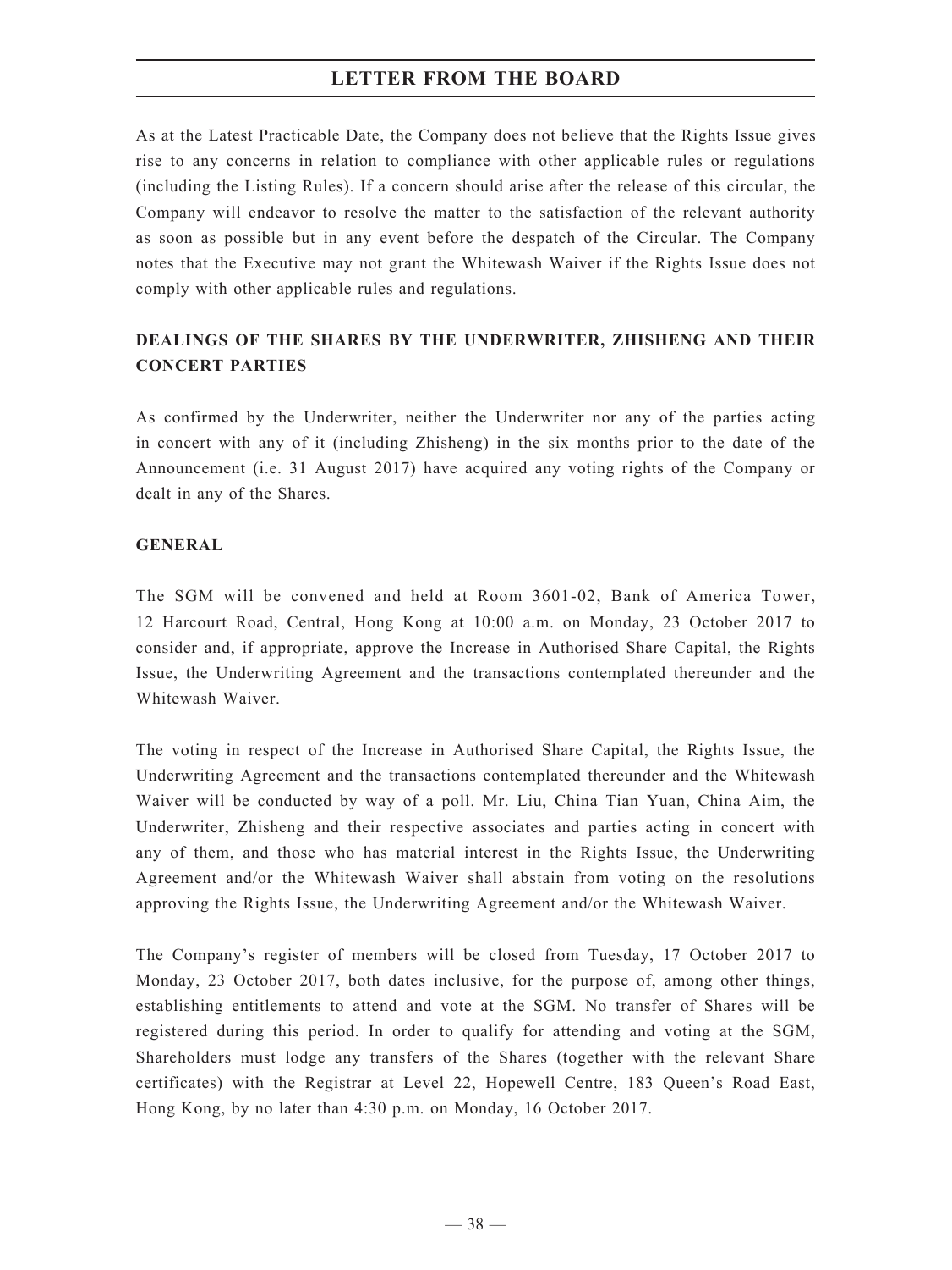As at the Latest Practicable Date, the Company does not believe that the Rights Issue gives rise to any concerns in relation to compliance with other applicable rules or regulations (including the Listing Rules). If a concern should arise after the release of this circular, the Company will endeavor to resolve the matter to the satisfaction of the relevant authority as soon as possible but in any event before the despatch of the Circular. The Company notes that the Executive may not grant the Whitewash Waiver if the Rights Issue does not comply with other applicable rules and regulations.

## DEALINGS OF THE SHARES BY THE UNDERWRITER, ZHISHENG AND THEIR CONCERT PARTIES

As confirmed by the Underwriter, neither the Underwriter nor any of the parties acting in concert with any of it (including Zhisheng) in the six months prior to the date of the Announcement (i.e. 31 August 2017) have acquired any voting rights of the Company or dealt in any of the Shares.

## GENERAL

The SGM will be convened and held at Room 3601-02, Bank of America Tower, 12 Harcourt Road, Central, Hong Kong at 10:00 a.m. on Monday, 23 October 2017 to consider and, if appropriate, approve the Increase in Authorised Share Capital, the Rights Issue, the Underwriting Agreement and the transactions contemplated thereunder and the Whitewash Waiver.

The voting in respect of the Increase in Authorised Share Capital, the Rights Issue, the Underwriting Agreement and the transactions contemplated thereunder and the Whitewash Waiver will be conducted by way of a poll. Mr. Liu, China Tian Yuan, China Aim, the Underwriter, Zhisheng and their respective associates and parties acting in concert with any of them, and those who has material interest in the Rights Issue, the Underwriting Agreement and/or the Whitewash Waiver shall abstain from voting on the resolutions approving the Rights Issue, the Underwriting Agreement and/or the Whitewash Waiver.

The Company's register of members will be closed from Tuesday, 17 October 2017 to Monday, 23 October 2017, both dates inclusive, for the purpose of, among other things, establishing entitlements to attend and vote at the SGM. No transfer of Shares will be registered during this period. In order to qualify for attending and voting at the SGM, Shareholders must lodge any transfers of the Shares (together with the relevant Share certificates) with the Registrar at Level 22, Hopewell Centre, 183 Queen's Road East, Hong Kong, by no later than 4:30 p.m. on Monday, 16 October 2017.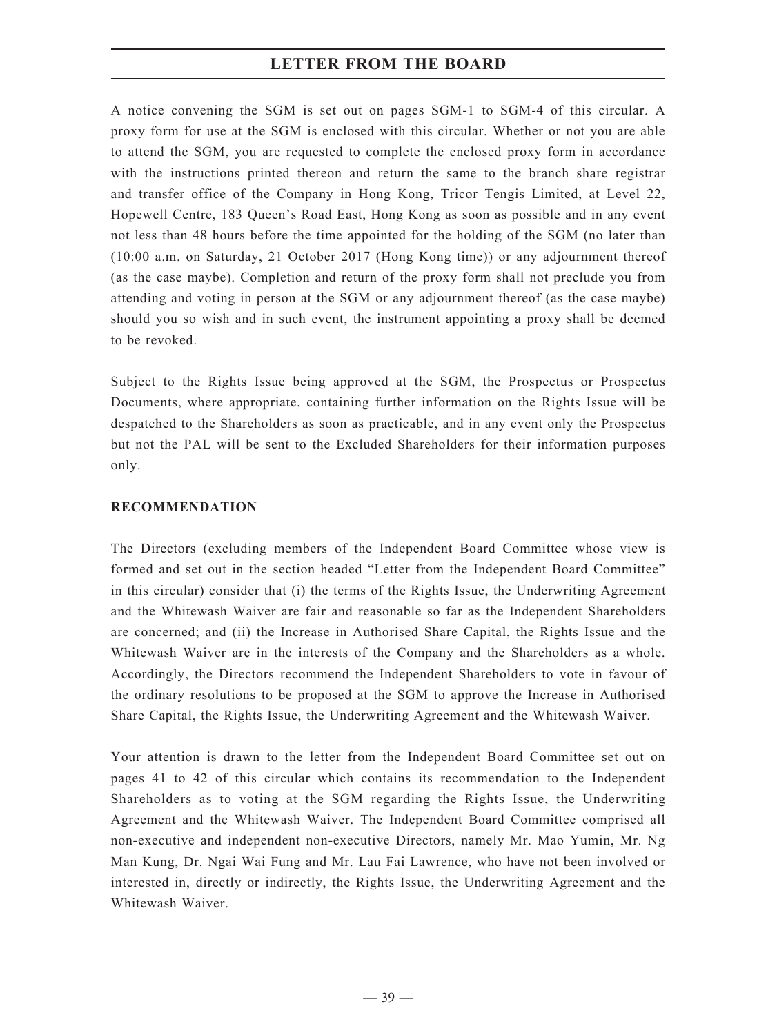A notice convening the SGM is set out on pages SGM-1 to SGM-4 of this circular. A proxy form for use at the SGM is enclosed with this circular. Whether or not you are able to attend the SGM, you are requested to complete the enclosed proxy form in accordance with the instructions printed thereon and return the same to the branch share registrar and transfer office of the Company in Hong Kong, Tricor Tengis Limited, at Level 22, Hopewell Centre, 183 Queen's Road East, Hong Kong as soon as possible and in any event not less than 48 hours before the time appointed for the holding of the SGM (no later than (10:00 a.m. on Saturday, 21 October 2017 (Hong Kong time)) or any adjournment thereof (as the case maybe). Completion and return of the proxy form shall not preclude you from attending and voting in person at the SGM or any adjournment thereof (as the case maybe) should you so wish and in such event, the instrument appointing a proxy shall be deemed to be revoked.

Subject to the Rights Issue being approved at the SGM, the Prospectus or Prospectus Documents, where appropriate, containing further information on the Rights Issue will be despatched to the Shareholders as soon as practicable, and in any event only the Prospectus but not the PAL will be sent to the Excluded Shareholders for their information purposes only.

**RECOMMENDATION**

The Directors (excluding members of the Independent Board Committee whose view is formed and set out in the section headed "Letter from the Independent Board Committee" in this circular) consider that (i) the terms of the Rights Issue, the Underwriting Agreement and the Whitewash Waiver are fair and reasonable so far as the Independent Shareholders are concerned; and (ii) the Increase in Authorised Share Capital, the Rights Issue and the Whitewash Waiver are in the interests of the Company and the Shareholders as a whole. Accordingly, the Directors recommend the Independent Shareholders to vote in favour of the ordinary resolutions to be proposed at the SGM to approve the Increase in Authorised Share Capital, the Rights Issue, the Underwriting Agreement and the Whitewash Waiver.

Your attention is drawn to the letter from the Independent Board Committee set out on pages 41 to 42 of this circular which contains its recommendation to the Independent Shareholders as to voting at the SGM regarding the Rights Issue, the Underwriting Agreement and the Whitewash Waiver. The Independent Board Committee comprised all non-executive and independent non-executive Directors, namely Mr. Mao Yumin, Mr. Ng Man Kung, Dr. Ngai Wai Fung and Mr. Lau Fai Lawrence, who have not been involved or interested in, directly or indirectly, the Rights Issue, the Underwriting Agreement and the Whitewash Waiver.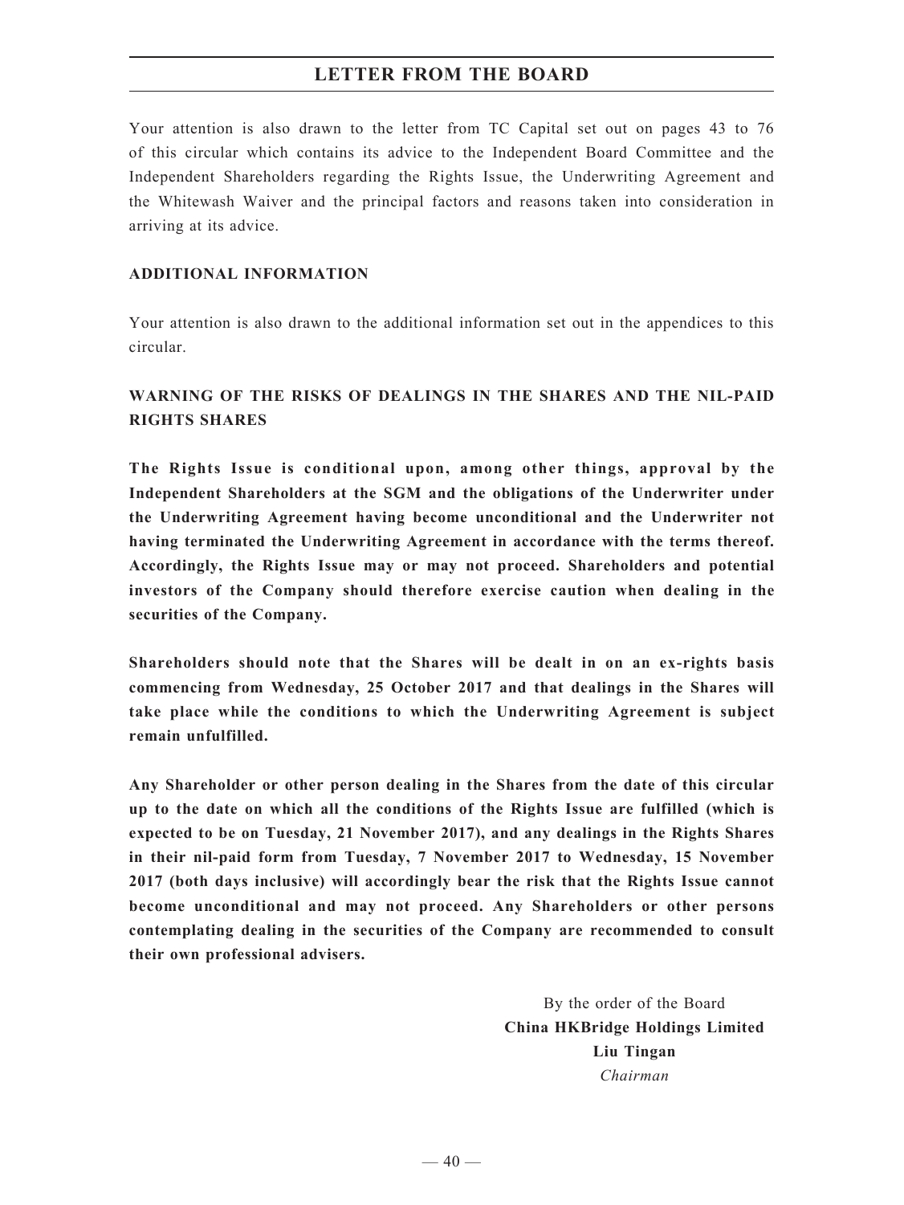Your attention is also drawn to the letter from TC Capital set out on pages 43 to 76 of this circular which contains its advice to the Independent Board Committee and the Independent Shareholders regarding the Rights Issue, the Underwriting Agreement and the Whitewash Waiver and the principal factors and reasons taken into consideration in arriving at its advice.

**ADDITIONAL INFORMATION**

Your attention is also drawn to the additional information set out in the appendices to this circular.

**WARNING OF THE RISKS OF DEALINGS IN THE SHARES AND THE NIL-PAID RIGHTS SHARES**

**The Rights Issue is conditional upon, among other things, approval by the Independent Shareholders at the SGM and the obligations of the Underwriter under the Underwriting Agreement having become unconditional and the Underwriter not having terminated the Underwriting Agreement in accordance with the terms thereof. Accordingly, the Rights Issue may or may not proceed. Shareholders and potential investors of the Company should therefore exercise caution when dealing in the securities of the Company.**

**Shareholders should note that the Shares will be dealt in on an ex-rights basis commencing from Wednesday, 25 October 2017 and that dealings in the Shares will take place while the conditions to which the Underwriting Agreement is subject remain unfulfilled.**

**Any Shareholder or other person dealing in the Shares from the date of this circular up to the date on which all the conditions of the Rights Issue are fulfilled (which is expected to be on Tuesday, 21 November 2017), and any dealings in the Rights Shares in their nil-paid form from Tuesday, 7 November 2017 to Wednesday, 15 November 2017 (both days inclusive) will accordingly bear the risk that the Rights Issue cannot become unconditional and may not proceed. Any Shareholders or other persons contemplating dealing in the securities of the Company are recommended to consult their own professional advisers.**

By the order of the Board
**China HKBridge Holdings Limited**
**Liu Tingan**
*Chairman*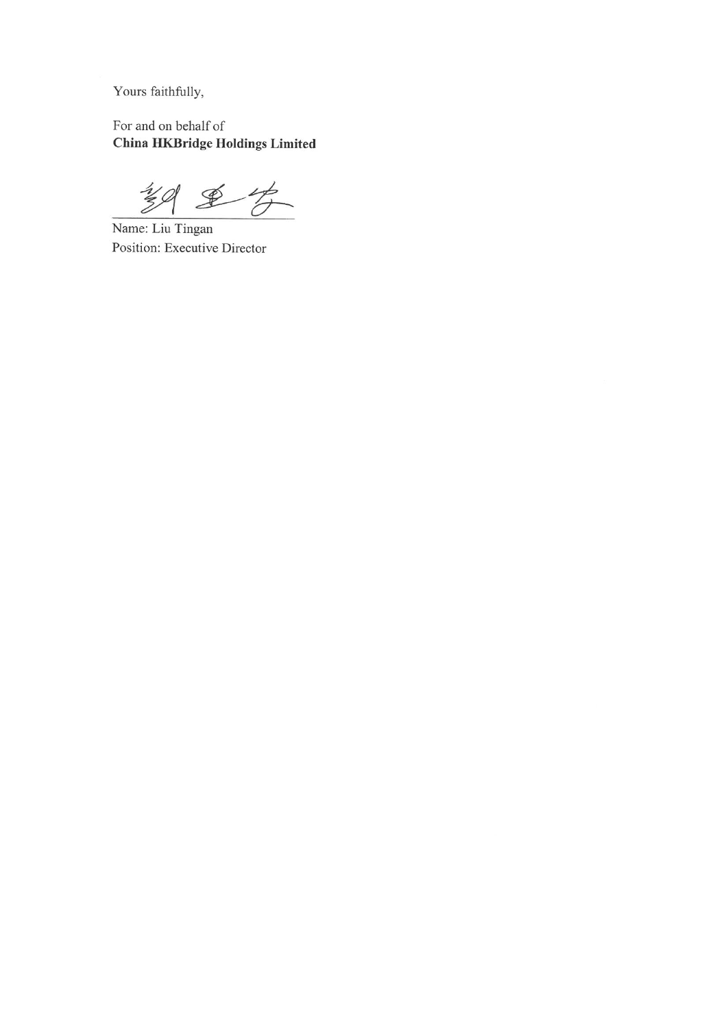Yours faithfully,

For and on behalf of
**China HKBridge Holdings Limited**

Name: Liu Tingan
Position: Executive Director